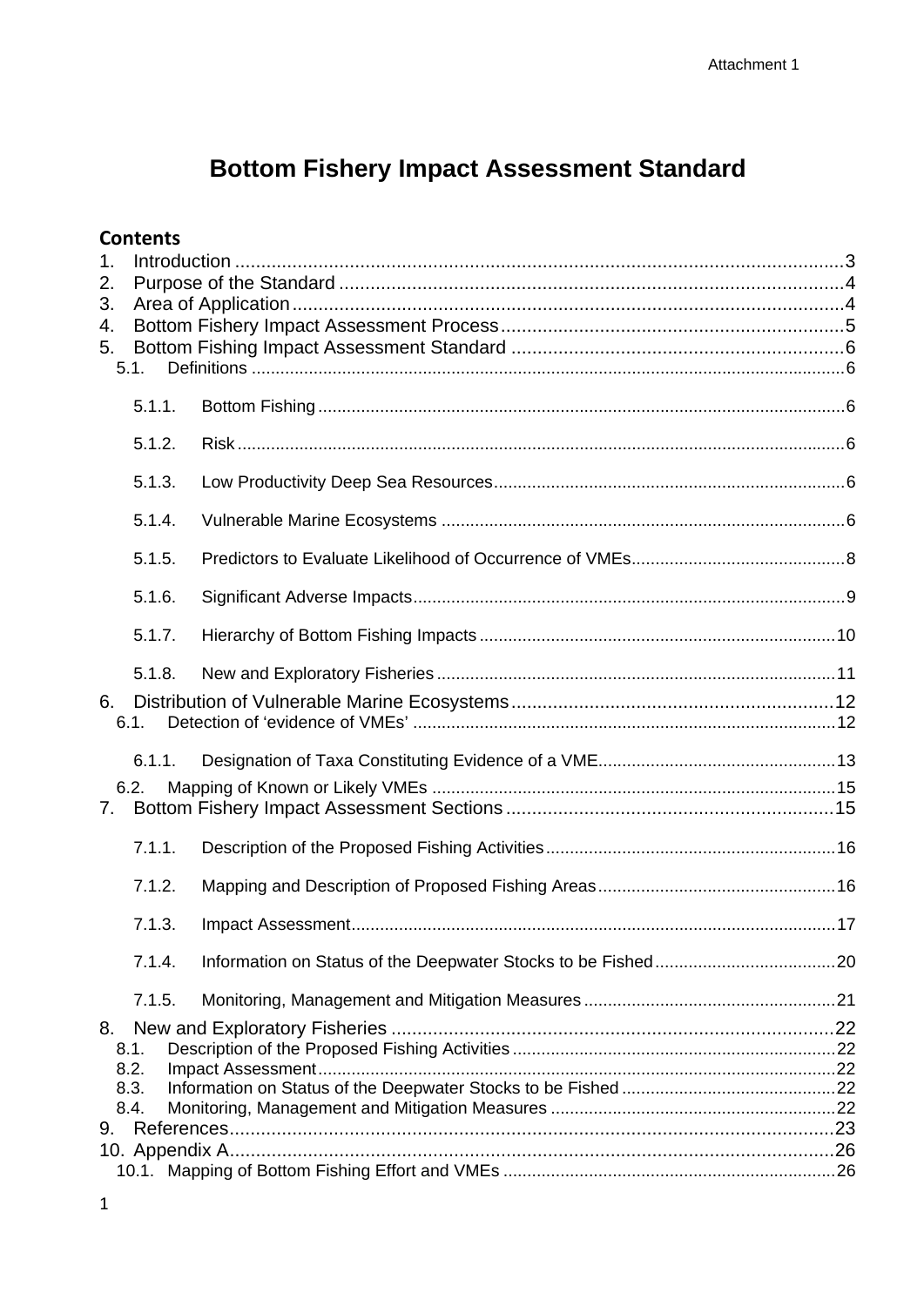Attachment 1

# Bottom Fishery Impact Assessment Standard

## Contents

1. Introduction ....................................................................................................................3
2. Purpose of the Standard ................................................................................................4
3. Area of Application........................................................................................................4
4. Bottom Fishery Impact Assessment Process .................................................................5
5. Bottom Fishing Impact Assessment Standard ................................................................6
   - 5.1. Definitions ..........................................................................................................................6
     - 5.1.1. Bottom Fishing ............................................................................................................6
     - 5.1.2. Risk .............................................................................................................................6
     - 5.1.3. Low Productivity Deep Sea Resources.........................................................................6
     - 5.1.4. Vulnerable Marine Ecosystems ....................................................................................6
     - 5.1.5. Predictors to Evaluate Likelihood of Occurrence of VMEs............................................8
     - 5.1.6. Significant Adverse Impacts..........................................................................................9
     - 5.1.7. Hierarchy of Bottom Fishing Impacts ..........................................................................10
     - 5.1.8. New and Exploratory Fisheries ...................................................................................11
6. Distribution of Vulnerable Marine Ecosystems ..............................................................12
   - 6.1. Detection of 'evidence of VMEs' ........................................................................................12
     - 6.1.1. Designation of Taxa Constituting Evidence of a VME.................................................13
   - 6.2. Mapping of Known or Likely VMEs ....................................................................................15
7. Bottom Fishery Impact Assessment Sections ...............................................................15
     - 7.1.1. Description of the Proposed Fishing Activities............................................................16
     - 7.1.2. Mapping and Description of Proposed Fishing Areas..................................................16
     - 7.1.3. Impact Assessment....................................................................................................17
     - 7.1.4. Information on Status of the Deepwater Stocks to be Fished......................................20
     - 7.1.5. Monitoring, Management and Mitigation Measures ....................................................21
8. New and Exploratory Fisheries .....................................................................................22
   - 8.1. Description of the Proposed Fishing Activities ...................................................................22
   - 8.2. Impact Assessment...........................................................................................................22
   - 8.3. Information on Status of the Deepwater Stocks to be Fished ............................................22
   - 8.4. Monitoring, Management and Mitigation Measures ...........................................................22
9. References...................................................................................................................23
10. Appendix A...................................................................................................................26
    - 10.1. Mapping of Bottom Fishing Effort and VMEs ....................................................................26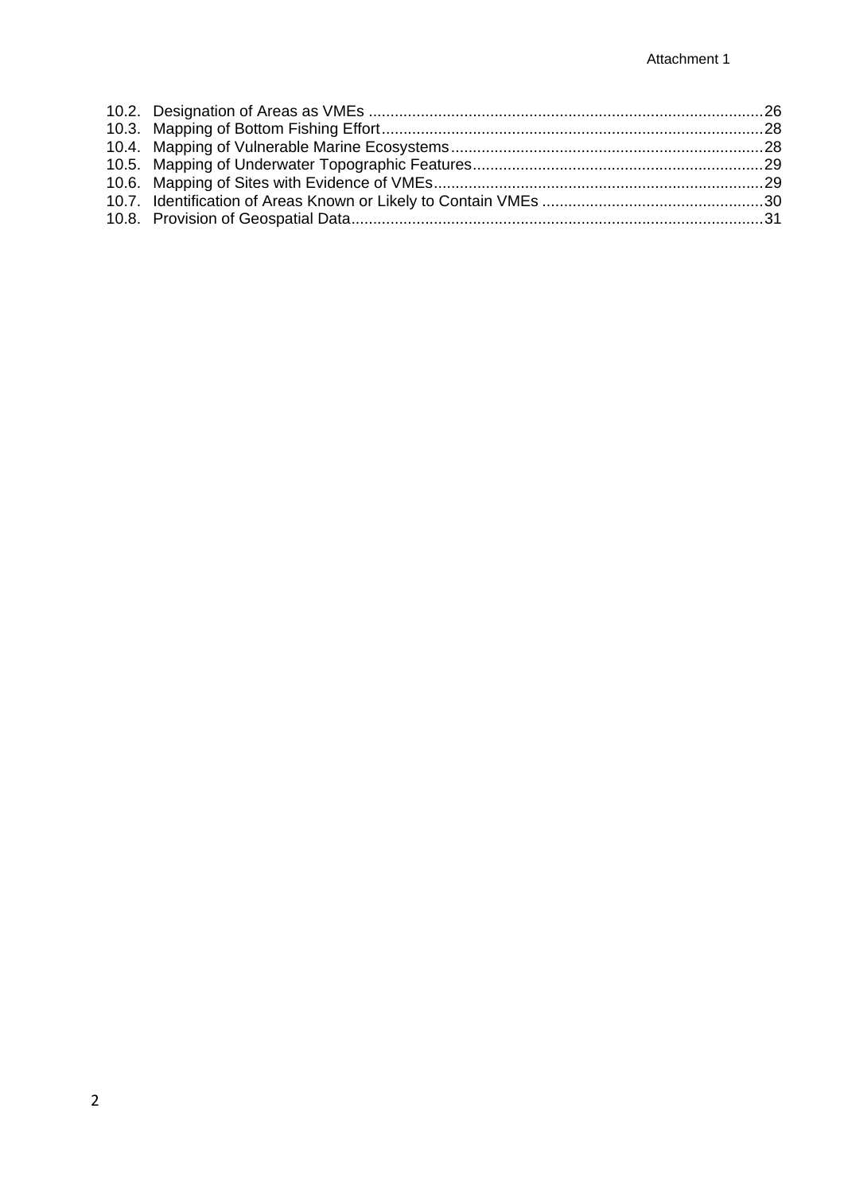10.2. Designation of Areas as VMEs ....................................................................................... 26
10.3. Mapping of Bottom Fishing Effort ..................................................................................... 28
10.4. Mapping of Vulnerable Marine Ecosystems ...................................................................... 28
10.5. Mapping of Underwater Topographic Features ................................................................. 29
10.6. Mapping of Sites with Evidence of VMEs .......................................................................... 29
10.7. Identification of Areas Known or Likely to Contain VMEs ................................................. 30
10.8. Provision of Geospatial Data ............................................................................................. 31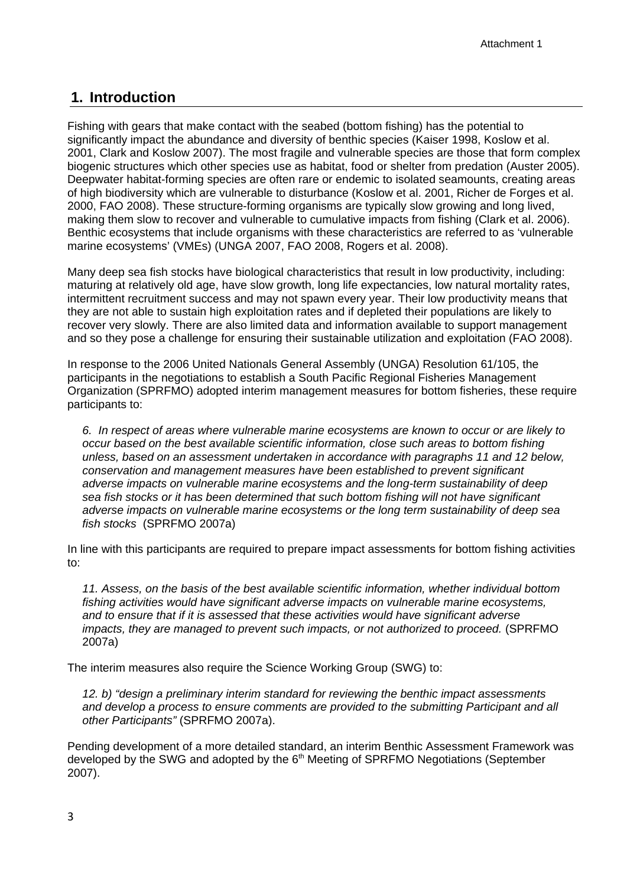## 1. Introduction

Fishing with gears that make contact with the seabed (bottom fishing) has the potential to significantly impact the abundance and diversity of benthic species (Kaiser 1998, Koslow et al. 2001, Clark and Koslow 2007). The most fragile and vulnerable species are those that form complex biogenic structures which other species use as habitat, food or shelter from predation (Auster 2005). Deepwater habitat-forming species are often rare or endemic to isolated seamounts, creating areas of high biodiversity which are vulnerable to disturbance (Koslow et al. 2001, Richer de Forges et al. 2000, FAO 2008). These structure-forming organisms are typically slow growing and long lived, making them slow to recover and vulnerable to cumulative impacts from fishing (Clark et al. 2006). Benthic ecosystems that include organisms with these characteristics are referred to as 'vulnerable marine ecosystems' (VMEs) (UNGA 2007, FAO 2008, Rogers et al. 2008).

Many deep sea fish stocks have biological characteristics that result in low productivity, including: maturing at relatively old age, have slow growth, long life expectancies, low natural mortality rates, intermittent recruitment success and may not spawn every year. Their low productivity means that they are not able to sustain high exploitation rates and if depleted their populations are likely to recover very slowly. There are also limited data and information available to support management and so they pose a challenge for ensuring their sustainable utilization and exploitation (FAO 2008).

In response to the 2006 United Nationals General Assembly (UNGA) Resolution 61/105, the participants in the negotiations to establish a South Pacific Regional Fisheries Management Organization (SPRFMO) adopted interim management measures for bottom fisheries, these require participants to:

> *6. In respect of areas where vulnerable marine ecosystems are known to occur or are likely to occur based on the best available scientific information, close such areas to bottom fishing unless, based on an assessment undertaken in accordance with paragraphs 11 and 12 below, conservation and management measures have been established to prevent significant adverse impacts on vulnerable marine ecosystems and the long-term sustainability of deep sea fish stocks or it has been determined that such bottom fishing will not have significant adverse impacts on vulnerable marine ecosystems or the long term sustainability of deep sea fish stocks* (SPRFMO 2007a)

In line with this participants are required to prepare impact assessments for bottom fishing activities to:

> *11. Assess, on the basis of the best available scientific information, whether individual bottom fishing activities would have significant adverse impacts on vulnerable marine ecosystems, and to ensure that if it is assessed that these activities would have significant adverse impacts, they are managed to prevent such impacts, or not authorized to proceed.* (SPRFMO 2007a)

The interim measures also require the Science Working Group (SWG) to:

> *12. b) "design a preliminary interim standard for reviewing the benthic impact assessments and develop a process to ensure comments are provided to the submitting Participant and all other Participants"* (SPRFMO 2007a).

Pending development of a more detailed standard, an interim Benthic Assessment Framework was developed by the SWG and adopted by the 6th Meeting of SPRFMO Negotiations (September 2007).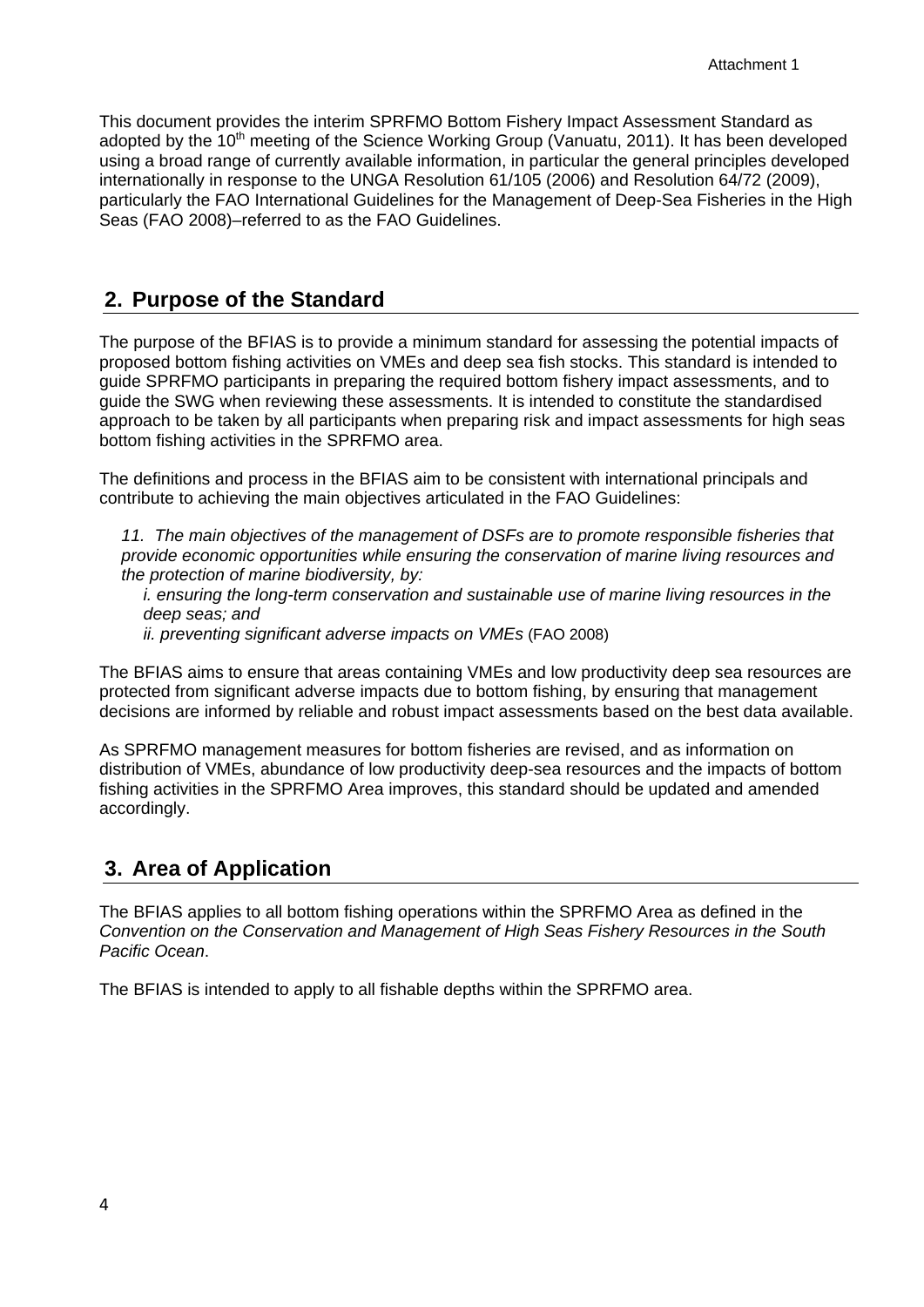This document provides the interim SPRFMO Bottom Fishery Impact Assessment Standard as adopted by the 10[th] meeting of the Science Working Group (Vanuatu, 2011). It has been developed using a broad range of currently available information, in particular the general principles developed internationally in response to the UNGA Resolution 61/105 (2006) and Resolution 64/72 (2009), particularly the FAO International Guidelines for the Management of Deep-Sea Fisheries in the High Seas (FAO 2008)–referred to as the FAO Guidelines.

## 2. Purpose of the Standard

The purpose of the BFIAS is to provide a minimum standard for assessing the potential impacts of proposed bottom fishing activities on VMEs and deep sea fish stocks. This standard is intended to guide SPRFMO participants in preparing the required bottom fishery impact assessments, and to guide the SWG when reviewing these assessments. It is intended to constitute the standardised approach to be taken by all participants when preparing risk and impact assessments for high seas bottom fishing activities in the SPRFMO area.

The definitions and process in the BFIAS aim to be consistent with international principals and contribute to achieving the main objectives articulated in the FAO Guidelines:

> *11. The main objectives of the management of DSFs are to promote responsible fisheries that provide economic opportunities while ensuring the conservation of marine living resources and the protection of marine biodiversity, by:*
>
> *i. ensuring the long-term conservation and sustainable use of marine living resources in the deep seas; and*
>
> *ii. preventing significant adverse impacts on VMEs* (FAO 2008)

The BFIAS aims to ensure that areas containing VMEs and low productivity deep sea resources are protected from significant adverse impacts due to bottom fishing, by ensuring that management decisions are informed by reliable and robust impact assessments based on the best data available.

As SPRFMO management measures for bottom fisheries are revised, and as information on distribution of VMEs, abundance of low productivity deep-sea resources and the impacts of bottom fishing activities in the SPRFMO Area improves, this standard should be updated and amended accordingly.

## 3. Area of Application

The BFIAS applies to all bottom fishing operations within the SPRFMO Area as defined in the *Convention on the Conservation and Management of High Seas Fishery Resources in the South Pacific Ocean*.

The BFIAS is intended to apply to all fishable depths within the SPRFMO area.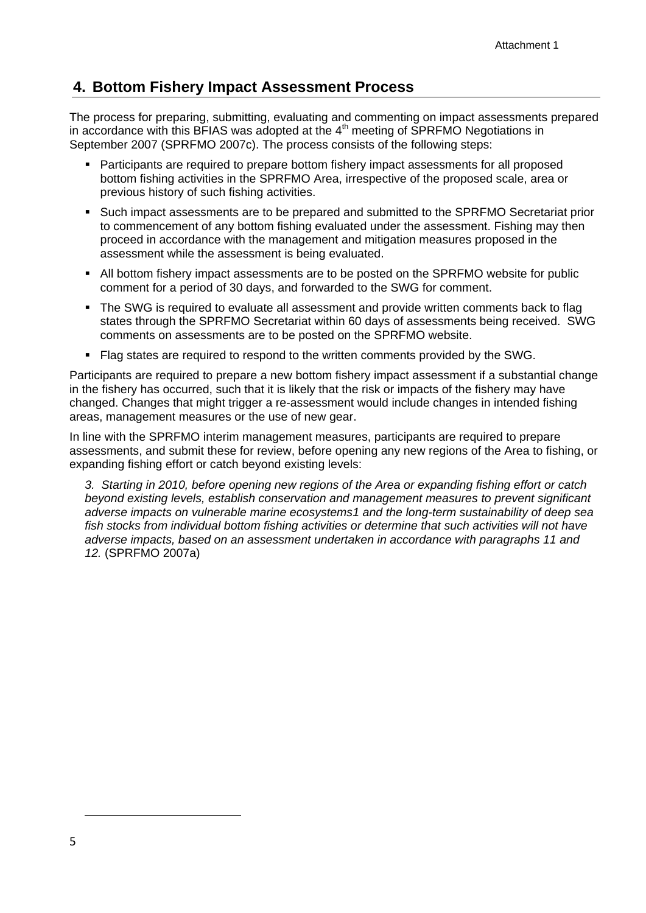## 4. Bottom Fishery Impact Assessment Process

The process for preparing, submitting, evaluating and commenting on impact assessments prepared in accordance with this BFIAS was adopted at the 4th meeting of SPRFMO Negotiations in September 2007 (SPRFMO 2007c). The process consists of the following steps:

- Participants are required to prepare bottom fishery impact assessments for all proposed bottom fishing activities in the SPRFMO Area, irrespective of the proposed scale, area or previous history of such fishing activities.
- Such impact assessments are to be prepared and submitted to the SPRFMO Secretariat prior to commencement of any bottom fishing evaluated under the assessment. Fishing may then proceed in accordance with the management and mitigation measures proposed in the assessment while the assessment is being evaluated.
- All bottom fishery impact assessments are to be posted on the SPRFMO website for public comment for a period of 30 days, and forwarded to the SWG for comment.
- The SWG is required to evaluate all assessment and provide written comments back to flag states through the SPRFMO Secretariat within 60 days of assessments being received. SWG comments on assessments are to be posted on the SPRFMO website.
- Flag states are required to respond to the written comments provided by the SWG.

Participants are required to prepare a new bottom fishery impact assessment if a substantial change in the fishery has occurred, such that it is likely that the risk or impacts of the fishery may have changed. Changes that might trigger a re-assessment would include changes in intended fishing areas, management measures or the use of new gear.

In line with the SPRFMO interim management measures, participants are required to prepare assessments, and submit these for review, before opening any new regions of the Area to fishing, or expanding fishing effort or catch beyond existing levels:

> *3. Starting in 2010, before opening new regions of the Area or expanding fishing effort or catch beyond existing levels, establish conservation and management measures to prevent significant adverse impacts on vulnerable marine ecosystems1 and the long-term sustainability of deep sea fish stocks from individual bottom fishing activities or determine that such activities will not have adverse impacts, based on an assessment undertaken in accordance with paragraphs 11 and 12.* (SPRFMO 2007a)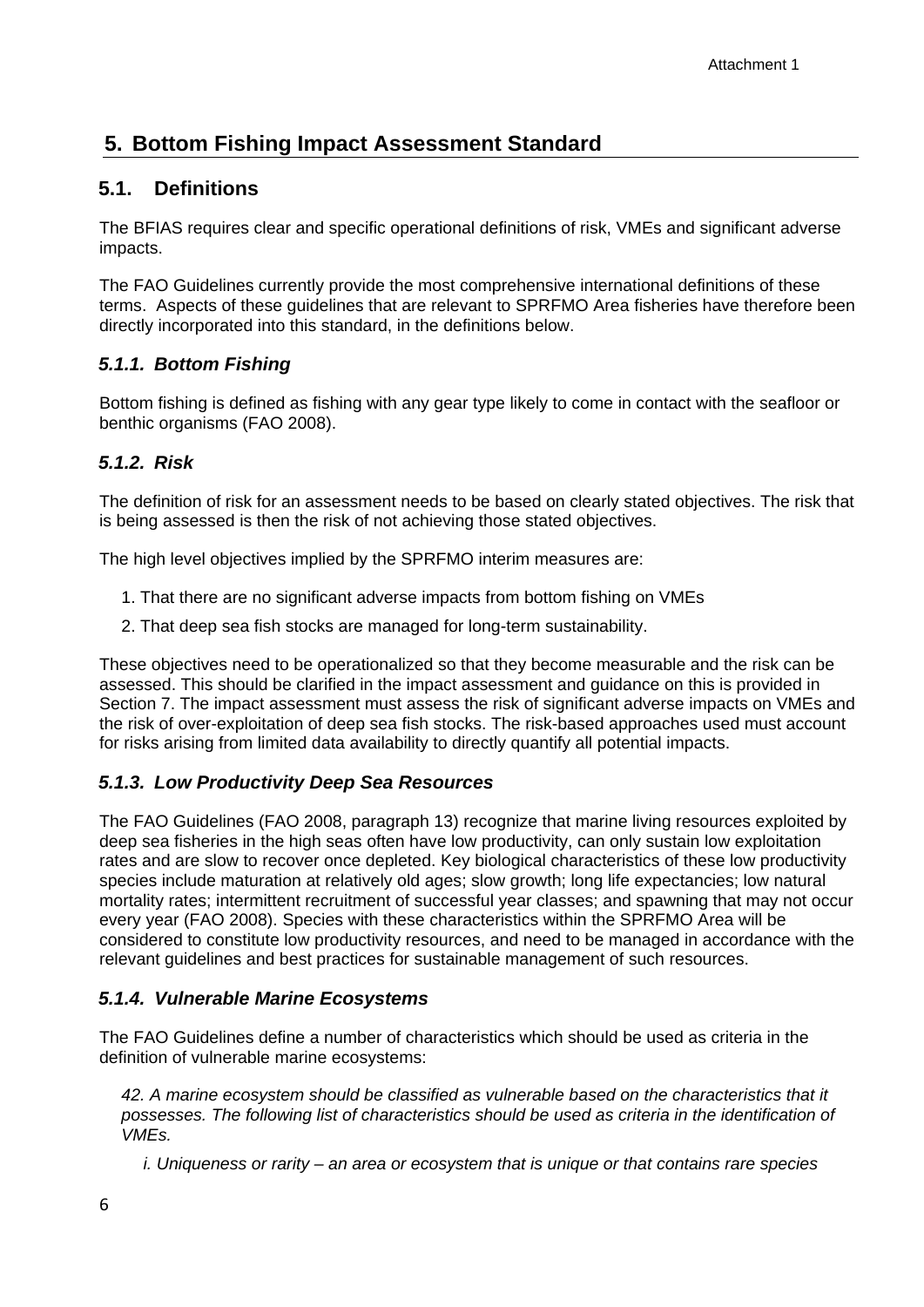# 5. Bottom Fishing Impact Assessment Standard

## 5.1. Definitions

The BFIAS requires clear and specific operational definitions of risk, VMEs and significant adverse impacts.

The FAO Guidelines currently provide the most comprehensive international definitions of these terms. Aspects of these guidelines that are relevant to SPRFMO Area fisheries have therefore been directly incorporated into this standard, in the definitions below.

### *5.1.1. Bottom Fishing*

Bottom fishing is defined as fishing with any gear type likely to come in contact with the seafloor or benthic organisms (FAO 2008).

### *5.1.2. Risk*

The definition of risk for an assessment needs to be based on clearly stated objectives. The risk that is being assessed is then the risk of not achieving those stated objectives.

The high level objectives implied by the SPRFMO interim measures are:

1. That there are no significant adverse impacts from bottom fishing on VMEs
2. That deep sea fish stocks are managed for long-term sustainability.

These objectives need to be operationalized so that they become measurable and the risk can be assessed. This should be clarified in the impact assessment and guidance on this is provided in Section 7. The impact assessment must assess the risk of significant adverse impacts on VMEs and the risk of over-exploitation of deep sea fish stocks. The risk-based approaches used must account for risks arising from limited data availability to directly quantify all potential impacts.

### *5.1.3. Low Productivity Deep Sea Resources*

The FAO Guidelines (FAO 2008, paragraph 13) recognize that marine living resources exploited by deep sea fisheries in the high seas often have low productivity, can only sustain low exploitation rates and are slow to recover once depleted. Key biological characteristics of these low productivity species include maturation at relatively old ages; slow growth; long life expectancies; low natural mortality rates; intermittent recruitment of successful year classes; and spawning that may not occur every year (FAO 2008). Species with these characteristics within the SPRFMO Area will be considered to constitute low productivity resources, and need to be managed in accordance with the relevant guidelines and best practices for sustainable management of such resources.

### *5.1.4. Vulnerable Marine Ecosystems*

The FAO Guidelines define a number of characteristics which should be used as criteria in the definition of vulnerable marine ecosystems:

*42. A marine ecosystem should be classified as vulnerable based on the characteristics that it possesses. The following list of characteristics should be used as criteria in the identification of VMEs.*

*i. Uniqueness or rarity – an area or ecosystem that is unique or that contains rare species*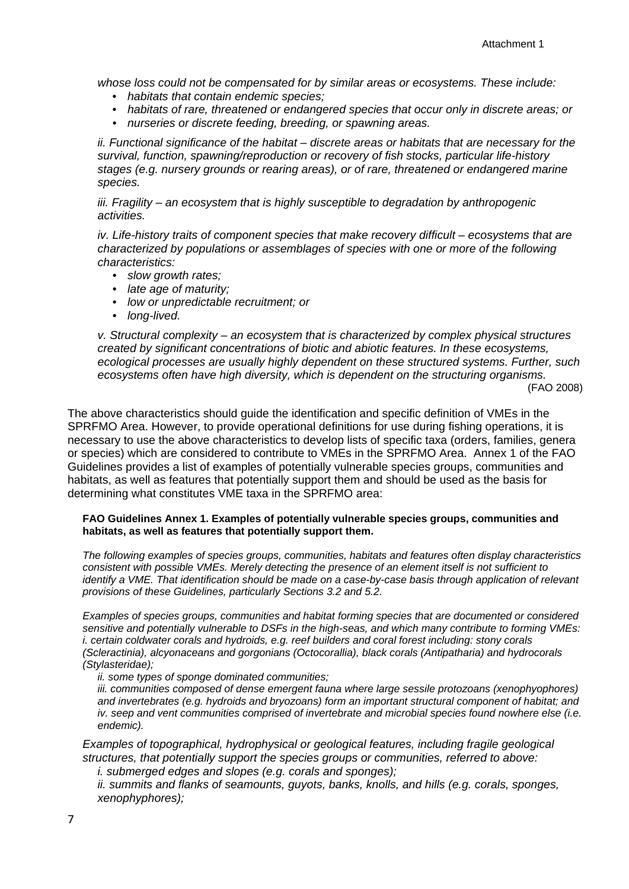*whose loss could not be compensated for by similar areas or ecosystems. These include:*

- *habitats that contain endemic species;*
- *habitats of rare, threatened or endangered species that occur only in discrete areas; or*
- *nurseries or discrete feeding, breeding, or spawning areas.*

*ii. Functional significance of the habitat – discrete areas or habitats that are necessary for the survival, function, spawning/reproduction or recovery of fish stocks, particular life-history stages (e.g. nursery grounds or rearing areas), or of rare, threatened or endangered marine species.*

*iii. Fragility – an ecosystem that is highly susceptible to degradation by anthropogenic activities.*

*iv. Life-history traits of component species that make recovery difficult – ecosystems that are characterized by populations or assemblages of species with one or more of the following characteristics:*

- *slow growth rates;*
- *late age of maturity;*
- *low or unpredictable recruitment; or*
- *long-lived.*

*v. Structural complexity – an ecosystem that is characterized by complex physical structures created by significant concentrations of biotic and abiotic features. In these ecosystems, ecological processes are usually highly dependent on these structured systems. Further, such ecosystems often have high diversity, which is dependent on the structuring organisms.*

(FAO 2008)

The above characteristics should guide the identification and specific definition of VMEs in the SPRFMO Area. However, to provide operational definitions for use during fishing operations, it is necessary to use the above characteristics to develop lists of specific taxa (orders, families, genera or species) which are considered to contribute to VMEs in the SPRFMO Area. Annex 1 of the FAO Guidelines provides a list of examples of potentially vulnerable species groups, communities and habitats, as well as features that potentially support them and should be used as the basis for determining what constitutes VME taxa in the SPRFMO area:

**FAO Guidelines Annex 1. Examples of potentially vulnerable species groups, communities and habitats, as well as features that potentially support them.**

*The following examples of species groups, communities, habitats and features often display characteristics consistent with possible VMEs. Merely detecting the presence of an element itself is not sufficient to identify a VME. That identification should be made on a case-by-case basis through application of relevant provisions of these Guidelines, particularly Sections 3.2 and 5.2.*

*Examples of species groups, communities and habitat forming species that are documented or considered sensitive and potentially vulnerable to DSFs in the high-seas, and which many contribute to forming VMEs:*
*i. certain coldwater corals and hydroids, e.g. reef builders and coral forest including: stony corals (Scleractinia), alcyonaceans and gorgonians (Octocorallia), black corals (Antipatharia) and hydrocorals (Stylasteridae);*

*ii. some types of sponge dominated communities;*

*iii. communities composed of dense emergent fauna where large sessile protozoans (xenophyophores) and invertebrates (e.g. hydroids and bryozoans) form an important structural component of habitat; and*

*iv. seep and vent communities comprised of invertebrate and microbial species found nowhere else (i.e. endemic).*

*Examples of topographical, hydrophysical or geological features, including fragile geological structures, that potentially support the species groups or communities, referred to above:*

*i. submerged edges and slopes (e.g. corals and sponges);*

*ii. summits and flanks of seamounts, guyots, banks, knolls, and hills (e.g. corals, sponges, xenophyphores);*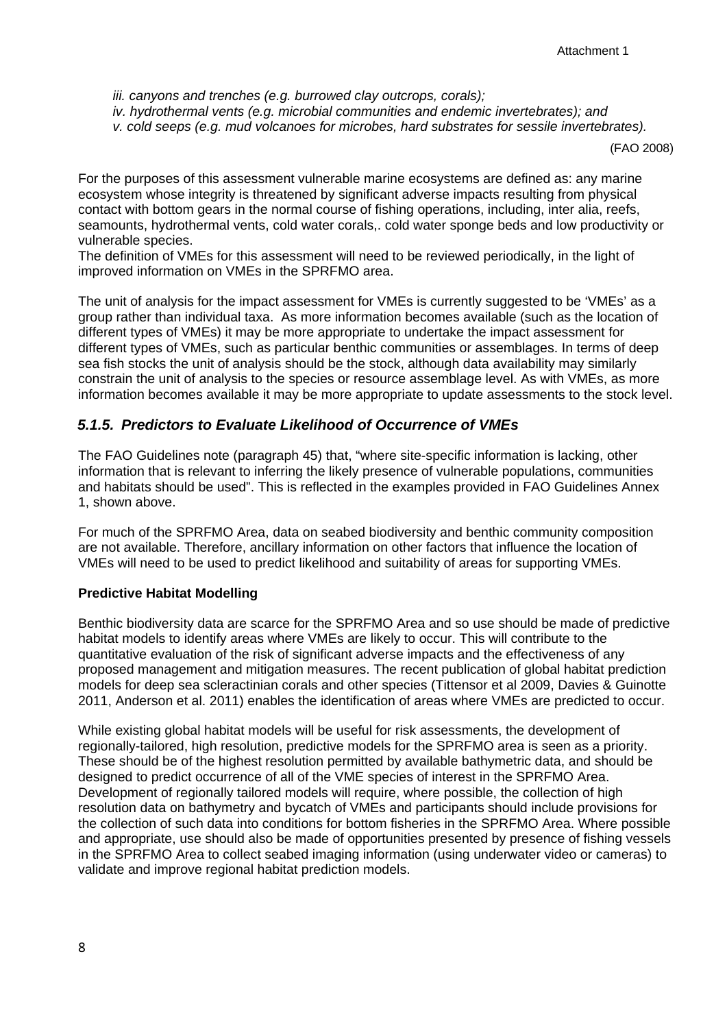*iii. canyons and trenches (e.g. burrowed clay outcrops, corals);*
*iv. hydrothermal vents (e.g. microbial communities and endemic invertebrates); and*
*v. cold seeps (e.g. mud volcanoes for microbes, hard substrates for sessile invertebrates).*

(FAO 2008)

For the purposes of this assessment vulnerable marine ecosystems are defined as: any marine ecosystem whose integrity is threatened by significant adverse impacts resulting from physical contact with bottom gears in the normal course of fishing operations, including, inter alia, reefs, seamounts, hydrothermal vents, cold water corals,. cold water sponge beds and low productivity or vulnerable species.
The definition of VMEs for this assessment will need to be reviewed periodically, in the light of improved information on VMEs in the SPRFMO area.

The unit of analysis for the impact assessment for VMEs is currently suggested to be 'VMEs' as a group rather than individual taxa. As more information becomes available (such as the location of different types of VMEs) it may be more appropriate to undertake the impact assessment for different types of VMEs, such as particular benthic communities or assemblages. In terms of deep sea fish stocks the unit of analysis should be the stock, although data availability may similarly constrain the unit of analysis to the species or resource assemblage level. As with VMEs, as more information becomes available it may be more appropriate to update assessments to the stock level.

### *5.1.5. Predictors to Evaluate Likelihood of Occurrence of VMEs*

The FAO Guidelines note (paragraph 45) that, "where site-specific information is lacking, other information that is relevant to inferring the likely presence of vulnerable populations, communities and habitats should be used". This is reflected in the examples provided in FAO Guidelines Annex 1, shown above.

For much of the SPRFMO Area, data on seabed biodiversity and benthic community composition are not available. Therefore, ancillary information on other factors that influence the location of VMEs will need to be used to predict likelihood and suitability of areas for supporting VMEs.

**Predictive Habitat Modelling**

Benthic biodiversity data are scarce for the SPRFMO Area and so use should be made of predictive habitat models to identify areas where VMEs are likely to occur. This will contribute to the quantitative evaluation of the risk of significant adverse impacts and the effectiveness of any proposed management and mitigation measures. The recent publication of global habitat prediction models for deep sea scleractinian corals and other species (Tittensor et al 2009, Davies & Guinotte 2011, Anderson et al. 2011) enables the identification of areas where VMEs are predicted to occur.

While existing global habitat models will be useful for risk assessments, the development of regionally-tailored, high resolution, predictive models for the SPRFMO area is seen as a priority. These should be of the highest resolution permitted by available bathymetric data, and should be designed to predict occurrence of all of the VME species of interest in the SPRFMO Area. Development of regionally tailored models will require, where possible, the collection of high resolution data on bathymetry and bycatch of VMEs and participants should include provisions for the collection of such data into conditions for bottom fisheries in the SPRFMO Area. Where possible and appropriate, use should also be made of opportunities presented by presence of fishing vessels in the SPRFMO Area to collect seabed imaging information (using underwater video or cameras) to validate and improve regional habitat prediction models.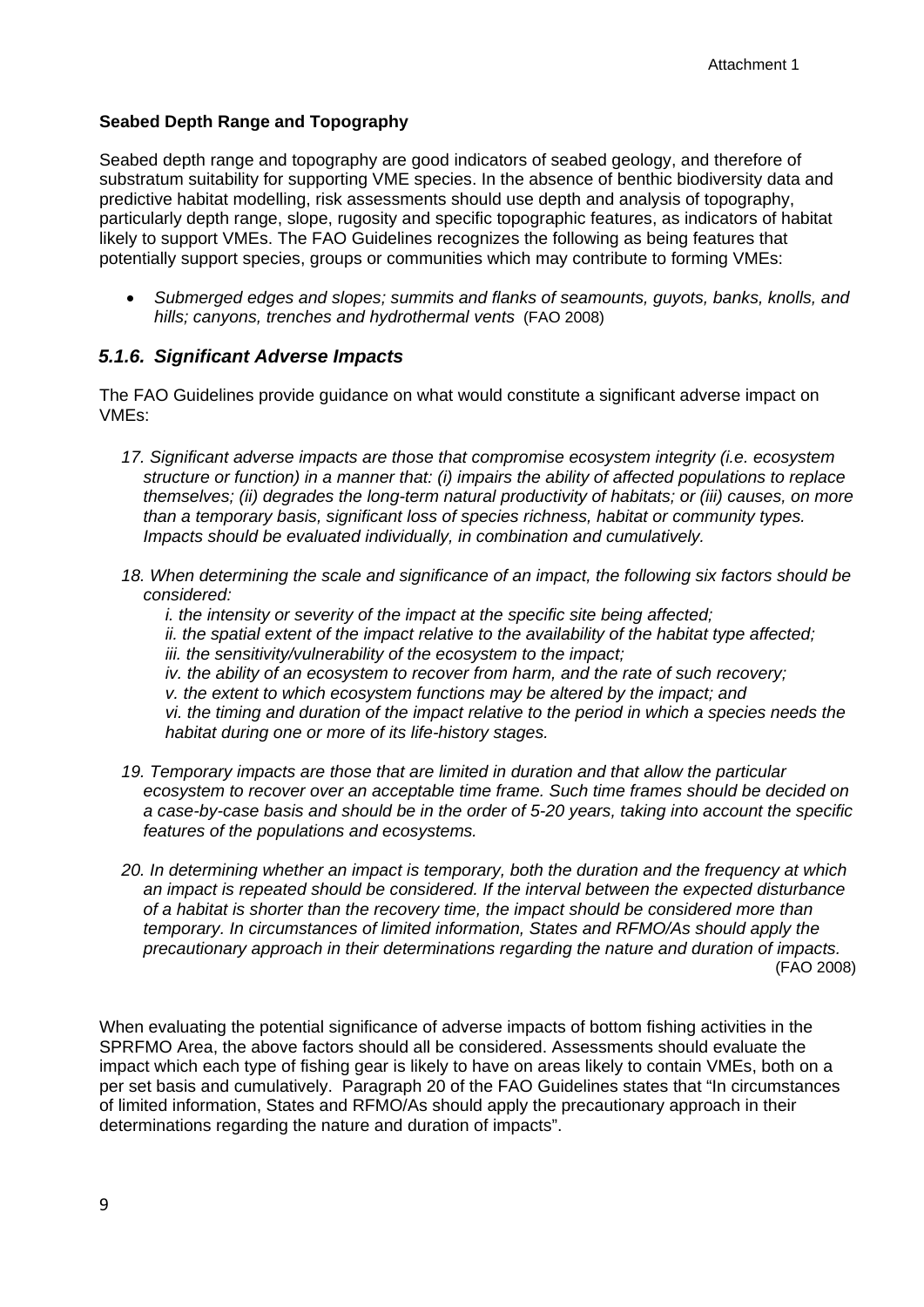**Seabed Depth Range and Topography**

Seabed depth range and topography are good indicators of seabed geology, and therefore of substratum suitability for supporting VME species. In the absence of benthic biodiversity data and predictive habitat modelling, risk assessments should use depth and analysis of topography, particularly depth range, slope, rugosity and specific topographic features, as indicators of habitat likely to support VMEs. The FAO Guidelines recognizes the following as being features that potentially support species, groups or communities which may contribute to forming VMEs:

- *Submerged edges and slopes; summits and flanks of seamounts, guyots, banks, knolls, and hills; canyons, trenches and hydrothermal vents* (FAO 2008)

### *5.1.6. Significant Adverse Impacts*

The FAO Guidelines provide guidance on what would constitute a significant adverse impact on VMEs:

*17. Significant adverse impacts are those that compromise ecosystem integrity (i.e. ecosystem structure or function) in a manner that: (i) impairs the ability of affected populations to replace themselves; (ii) degrades the long-term natural productivity of habitats; or (iii) causes, on more than a temporary basis, significant loss of species richness, habitat or community types. Impacts should be evaluated individually, in combination and cumulatively.*

*18. When determining the scale and significance of an impact, the following six factors should be considered:*

*i. the intensity or severity of the impact at the specific site being affected;*
*ii. the spatial extent of the impact relative to the availability of the habitat type affected;*
*iii. the sensitivity/vulnerability of the ecosystem to the impact;*
*iv. the ability of an ecosystem to recover from harm, and the rate of such recovery;*
*v. the extent to which ecosystem functions may be altered by the impact; and*
*vi. the timing and duration of the impact relative to the period in which a species needs the habitat during one or more of its life-history stages.*

*19. Temporary impacts are those that are limited in duration and that allow the particular ecosystem to recover over an acceptable time frame. Such time frames should be decided on a case-by-case basis and should be in the order of 5-20 years, taking into account the specific features of the populations and ecosystems.*

*20. In determining whether an impact is temporary, both the duration and the frequency at which an impact is repeated should be considered. If the interval between the expected disturbance of a habitat is shorter than the recovery time, the impact should be considered more than temporary. In circumstances of limited information, States and RFMO/As should apply the precautionary approach in their determinations regarding the nature and duration of impacts.* (FAO 2008)

When evaluating the potential significance of adverse impacts of bottom fishing activities in the SPRFMO Area, the above factors should all be considered. Assessments should evaluate the impact which each type of fishing gear is likely to have on areas likely to contain VMEs, both on a per set basis and cumulatively. Paragraph 20 of the FAO Guidelines states that "In circumstances of limited information, States and RFMO/As should apply the precautionary approach in their determinations regarding the nature and duration of impacts".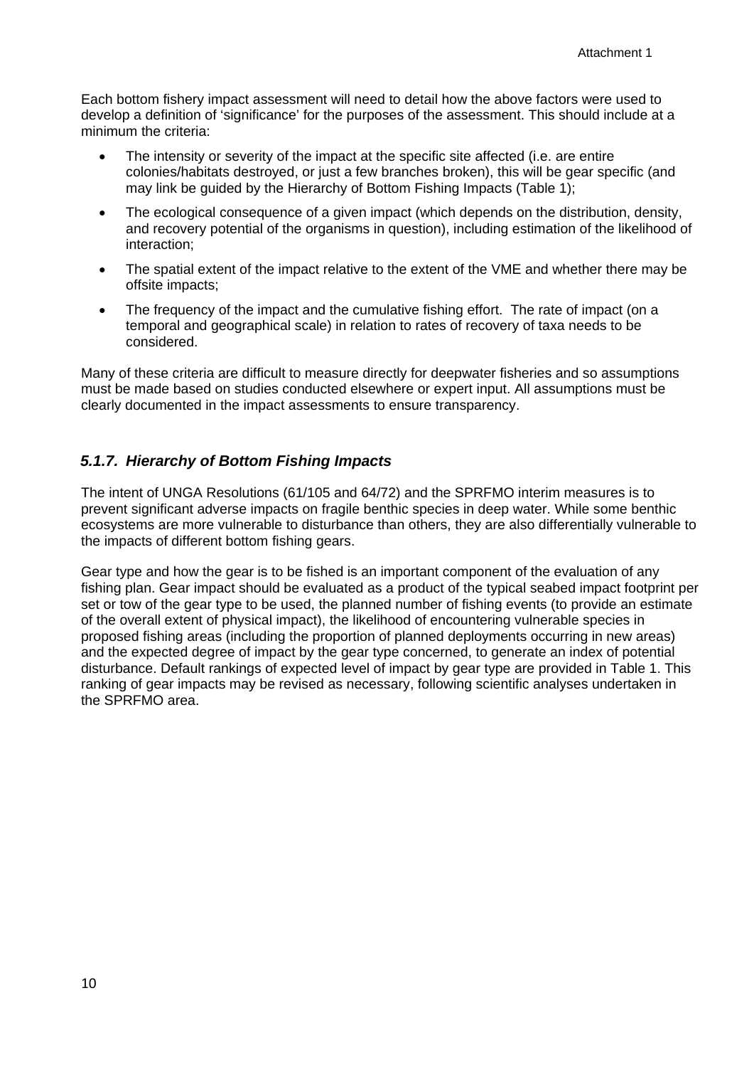Each bottom fishery impact assessment will need to detail how the above factors were used to develop a definition of 'significance' for the purposes of the assessment. This should include at a minimum the criteria:

- The intensity or severity of the impact at the specific site affected (i.e. are entire colonies/habitats destroyed, or just a few branches broken), this will be gear specific (and may link be guided by the Hierarchy of Bottom Fishing Impacts (Table 1);
- The ecological consequence of a given impact (which depends on the distribution, density, and recovery potential of the organisms in question), including estimation of the likelihood of interaction;
- The spatial extent of the impact relative to the extent of the VME and whether there may be offsite impacts;
- The frequency of the impact and the cumulative fishing effort. The rate of impact (on a temporal and geographical scale) in relation to rates of recovery of taxa needs to be considered.

Many of these criteria are difficult to measure directly for deepwater fisheries and so assumptions must be made based on studies conducted elsewhere or expert input. All assumptions must be clearly documented in the impact assessments to ensure transparency.

### *5.1.7. Hierarchy of Bottom Fishing Impacts*

The intent of UNGA Resolutions (61/105 and 64/72) and the SPRFMO interim measures is to prevent significant adverse impacts on fragile benthic species in deep water. While some benthic ecosystems are more vulnerable to disturbance than others, they are also differentially vulnerable to the impacts of different bottom fishing gears.

Gear type and how the gear is to be fished is an important component of the evaluation of any fishing plan. Gear impact should be evaluated as a product of the typical seabed impact footprint per set or tow of the gear type to be used, the planned number of fishing events (to provide an estimate of the overall extent of physical impact), the likelihood of encountering vulnerable species in proposed fishing areas (including the proportion of planned deployments occurring in new areas) and the expected degree of impact by the gear type concerned, to generate an index of potential disturbance. Default rankings of expected level of impact by gear type are provided in Table 1. This ranking of gear impacts may be revised as necessary, following scientific analyses undertaken in the SPRFMO area.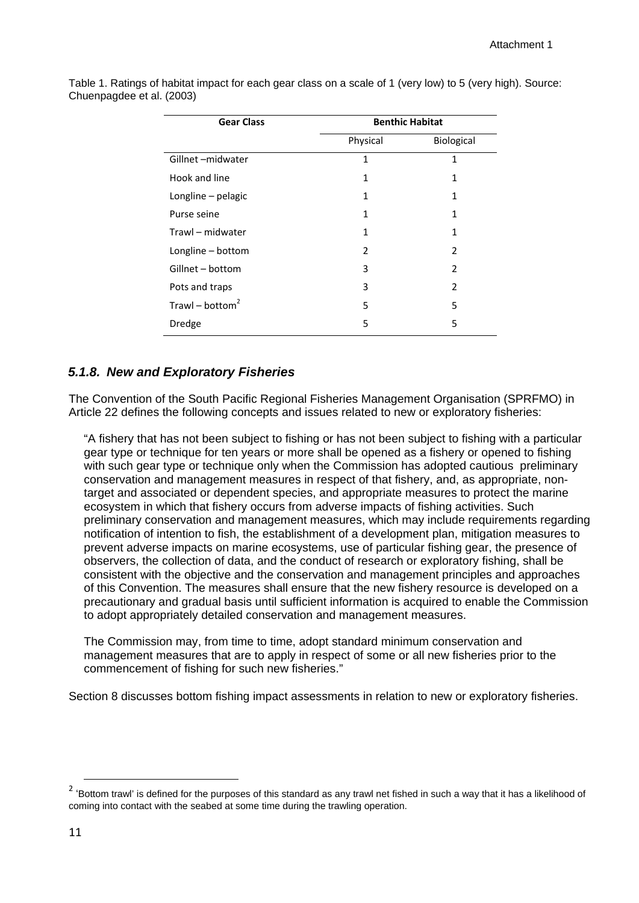Table 1. Ratings of habitat impact for each gear class on a scale of 1 (very low) to 5 (very high). Source: Chuenpagdee et al. (2003)

| Gear Class | Benthic Habitat | |
|---|---|---|
| | Physical | Biological |
| Gillnet –midwater | 1 | 1 |
| Hook and line | 1 | 1 |
| Longline – pelagic | 1 | 1 |
| Purse seine | 1 | 1 |
| Trawl – midwater | 1 | 1 |
| Longline – bottom | 2 | 2 |
| Gillnet – bottom | 3 | 2 |
| Pots and traps | 3 | 2 |
| Trawl – bottom[2] | 5 | 5 |
| Dredge | 5 | 5 |

### *5.1.8. New and Exploratory Fisheries*

The Convention of the South Pacific Regional Fisheries Management Organisation (SPRFMO) in Article 22 defines the following concepts and issues related to new or exploratory fisheries:

> "A fishery that has not been subject to fishing or has not been subject to fishing with a particular gear type or technique for ten years or more shall be opened as a fishery or opened to fishing with such gear type or technique only when the Commission has adopted cautious preliminary conservation and management measures in respect of that fishery, and, as appropriate, non-target and associated or dependent species, and appropriate measures to protect the marine ecosystem in which that fishery occurs from adverse impacts of fishing activities. Such preliminary conservation and management measures, which may include requirements regarding notification of intention to fish, the establishment of a development plan, mitigation measures to prevent adverse impacts on marine ecosystems, use of particular fishing gear, the presence of observers, the collection of data, and the conduct of research or exploratory fishing, shall be consistent with the objective and the conservation and management principles and approaches of this Convention. The measures shall ensure that the new fishery resource is developed on a precautionary and gradual basis until sufficient information is acquired to enable the Commission to adopt appropriately detailed conservation and management measures.
>
> The Commission may, from time to time, adopt standard minimum conservation and management measures that are to apply in respect of some or all new fisheries prior to the commencement of fishing for such new fisheries."

Section 8 discusses bottom fishing impact assessments in relation to new or exploratory fisheries.

[2] 'Bottom trawl' is defined for the purposes of this standard as any trawl net fished in such a way that it has a likelihood of coming into contact with the seabed at some time during the trawling operation.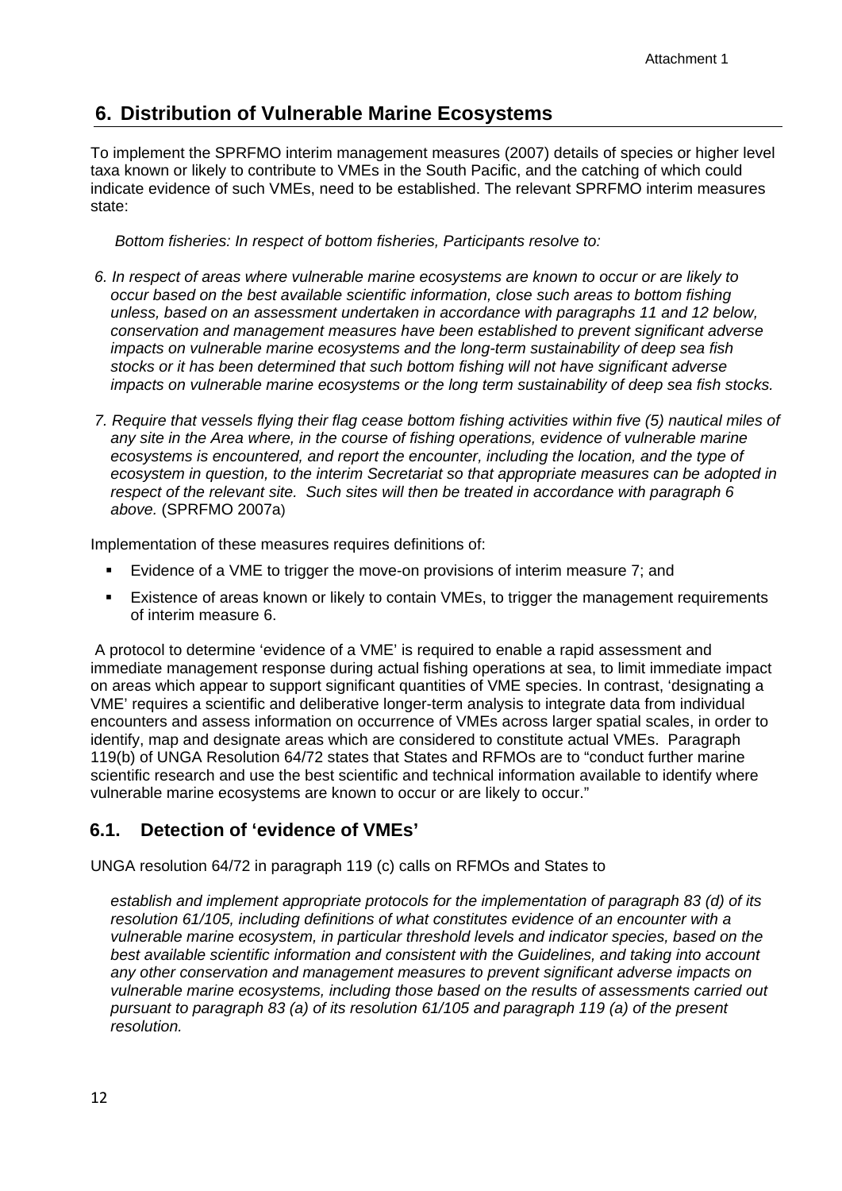## 6. Distribution of Vulnerable Marine Ecosystems

To implement the SPRFMO interim management measures (2007) details of species or higher level taxa known or likely to contribute to VMEs in the South Pacific, and the catching of which could indicate evidence of such VMEs, need to be established. The relevant SPRFMO interim measures state:

*Bottom fisheries: In respect of bottom fisheries, Participants resolve to:*

*6. In respect of areas where vulnerable marine ecosystems are known to occur or are likely to occur based on the best available scientific information, close such areas to bottom fishing unless, based on an assessment undertaken in accordance with paragraphs 11 and 12 below, conservation and management measures have been established to prevent significant adverse impacts on vulnerable marine ecosystems and the long-term sustainability of deep sea fish stocks or it has been determined that such bottom fishing will not have significant adverse impacts on vulnerable marine ecosystems or the long term sustainability of deep sea fish stocks.*

*7. Require that vessels flying their flag cease bottom fishing activities within five (5) nautical miles of any site in the Area where, in the course of fishing operations, evidence of vulnerable marine ecosystems is encountered, and report the encounter, including the location, and the type of ecosystem in question, to the interim Secretariat so that appropriate measures can be adopted in respect of the relevant site. Such sites will then be treated in accordance with paragraph 6 above.* (SPRFMO 2007a)

Implementation of these measures requires definitions of:

- Evidence of a VME to trigger the move-on provisions of interim measure 7; and
- Existence of areas known or likely to contain VMEs, to trigger the management requirements of interim measure 6.

A protocol to determine 'evidence of a VME' is required to enable a rapid assessment and immediate management response during actual fishing operations at sea, to limit immediate impact on areas which appear to support significant quantities of VME species. In contrast, 'designating a VME' requires a scientific and deliberative longer-term analysis to integrate data from individual encounters and assess information on occurrence of VMEs across larger spatial scales, in order to identify, map and designate areas which are considered to constitute actual VMEs. Paragraph 119(b) of UNGA Resolution 64/72 states that States and RFMOs are to "conduct further marine scientific research and use the best scientific and technical information available to identify where vulnerable marine ecosystems are known to occur or are likely to occur."

### 6.1. Detection of 'evidence of VMEs'

UNGA resolution 64/72 in paragraph 119 (c) calls on RFMOs and States to

*establish and implement appropriate protocols for the implementation of paragraph 83 (d) of its resolution 61/105, including definitions of what constitutes evidence of an encounter with a vulnerable marine ecosystem, in particular threshold levels and indicator species, based on the best available scientific information and consistent with the Guidelines, and taking into account any other conservation and management measures to prevent significant adverse impacts on vulnerable marine ecosystems, including those based on the results of assessments carried out pursuant to paragraph 83 (a) of its resolution 61/105 and paragraph 119 (a) of the present resolution.*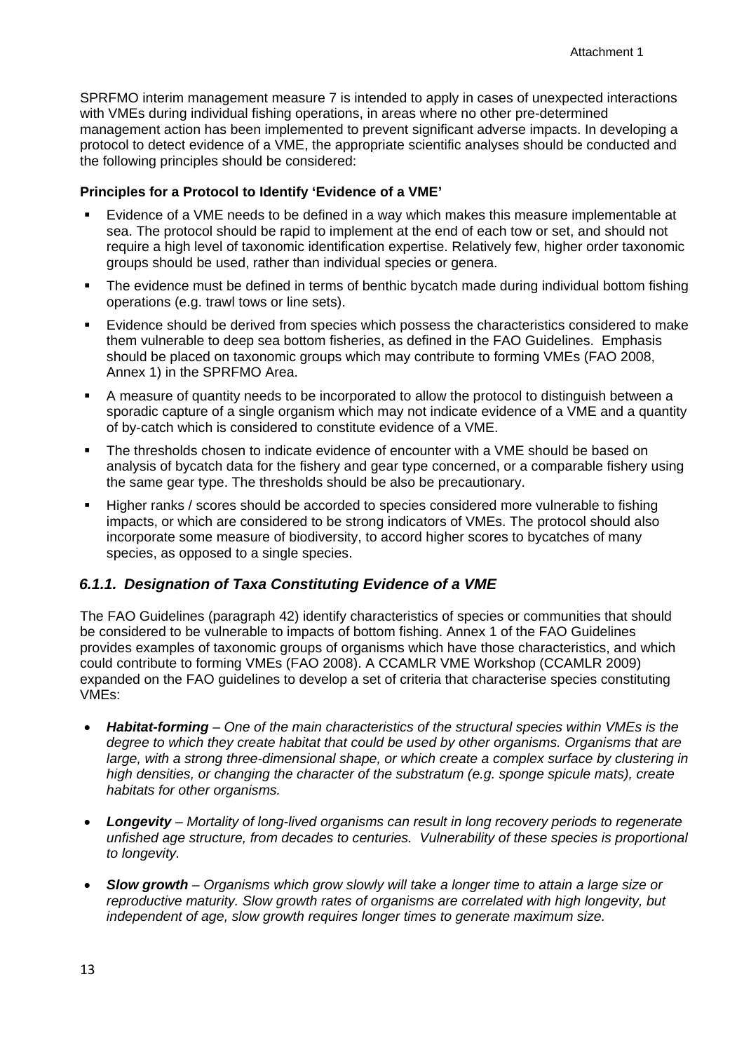Attachment 1

SPRFMO interim management measure 7 is intended to apply in cases of unexpected interactions with VMEs during individual fishing operations, in areas where no other pre-determined management action has been implemented to prevent significant adverse impacts. In developing a protocol to detect evidence of a VME, the appropriate scientific analyses should be conducted and the following principles should be considered:

**Principles for a Protocol to Identify 'Evidence of a VME'**

- Evidence of a VME needs to be defined in a way which makes this measure implementable at sea. The protocol should be rapid to implement at the end of each tow or set, and should not require a high level of taxonomic identification expertise. Relatively few, higher order taxonomic groups should be used, rather than individual species or genera.
- The evidence must be defined in terms of benthic bycatch made during individual bottom fishing operations (e.g. trawl tows or line sets).
- Evidence should be derived from species which possess the characteristics considered to make them vulnerable to deep sea bottom fisheries, as defined in the FAO Guidelines. Emphasis should be placed on taxonomic groups which may contribute to forming VMEs (FAO 2008, Annex 1) in the SPRFMO Area.
- A measure of quantity needs to be incorporated to allow the protocol to distinguish between a sporadic capture of a single organism which may not indicate evidence of a VME and a quantity of by-catch which is considered to constitute evidence of a VME.
- The thresholds chosen to indicate evidence of encounter with a VME should be based on analysis of bycatch data for the fishery and gear type concerned, or a comparable fishery using the same gear type. The thresholds should be also be precautionary.
- Higher ranks / scores should be accorded to species considered more vulnerable to fishing impacts, or which are considered to be strong indicators of VMEs. The protocol should also incorporate some measure of biodiversity, to accord higher scores to bycatches of many species, as opposed to a single species.

### *6.1.1. Designation of Taxa Constituting Evidence of a VME*

The FAO Guidelines (paragraph 42) identify characteristics of species or communities that should be considered to be vulnerable to impacts of bottom fishing. Annex 1 of the FAO Guidelines provides examples of taxonomic groups of organisms which have those characteristics, and which could contribute to forming VMEs (FAO 2008). A CCAMLR VME Workshop (CCAMLR 2009) expanded on the FAO guidelines to develop a set of criteria that characterise species constituting VMEs:

- ***Habitat-forming*** *– One of the main characteristics of the structural species within VMEs is the degree to which they create habitat that could be used by other organisms. Organisms that are large, with a strong three-dimensional shape, or which create a complex surface by clustering in high densities, or changing the character of the substratum (e.g. sponge spicule mats), create habitats for other organisms.*
- ***Longevity*** *– Mortality of long-lived organisms can result in long recovery periods to regenerate unfished age structure, from decades to centuries. Vulnerability of these species is proportional to longevity.*
- ***Slow growth*** *– Organisms which grow slowly will take a longer time to attain a large size or reproductive maturity. Slow growth rates of organisms are correlated with high longevity, but independent of age, slow growth requires longer times to generate maximum size.*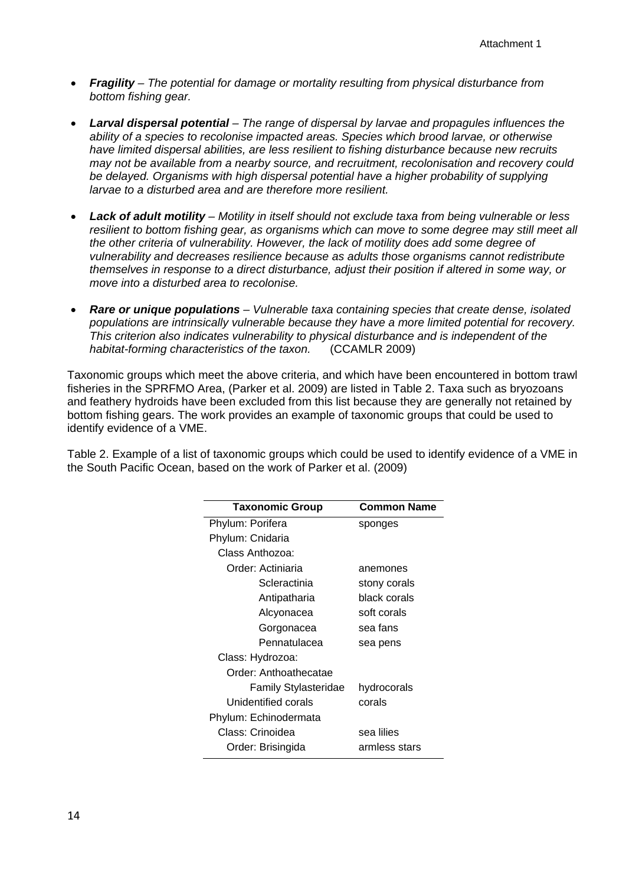- ***Fragility*** *– The potential for damage or mortality resulting from physical disturbance from bottom fishing gear.*

- ***Larval dispersal potential*** *– The range of dispersal by larvae and propagules influences the ability of a species to recolonise impacted areas. Species which brood larvae, or otherwise have limited dispersal abilities, are less resilient to fishing disturbance because new recruits may not be available from a nearby source, and recruitment, recolonisation and recovery could be delayed. Organisms with high dispersal potential have a higher probability of supplying larvae to a disturbed area and are therefore more resilient.*

- ***Lack of adult motility*** *– Motility in itself should not exclude taxa from being vulnerable or less resilient to bottom fishing gear, as organisms which can move to some degree may still meet all the other criteria of vulnerability. However, the lack of motility does add some degree of vulnerability and decreases resilience because as adults those organisms cannot redistribute themselves in response to a direct disturbance, adjust their position if altered in some way, or move into a disturbed area to recolonise.*

- ***Rare or unique populations*** *– Vulnerable taxa containing species that create dense, isolated populations are intrinsically vulnerable because they have a more limited potential for recovery. This criterion also indicates vulnerability to physical disturbance and is independent of the habitat-forming characteristics of the taxon.* (CCAMLR 2009)

Taxonomic groups which meet the above criteria, and which have been encountered in bottom trawl fisheries in the SPRFMO Area, (Parker et al. 2009) are listed in Table 2. Taxa such as bryozoans and feathery hydroids have been excluded from this list because they are generally not retained by bottom fishing gears. The work provides an example of taxonomic groups that could be used to identify evidence of a VME.

Table 2. Example of a list of taxonomic groups which could be used to identify evidence of a VME in the South Pacific Ocean, based on the work of Parker et al. (2009)

| Taxonomic Group | Common Name |
|---|---|
| Phylum: Porifera | sponges |
| Phylum: Cnidaria | |
| Class Anthozoa: | |
| Order: Actiniaria | anemones |
| Scleractinia | stony corals |
| Antipatharia | black corals |
| Alcyonacea | soft corals |
| Gorgonacea | sea fans |
| Pennatulacea | sea pens |
| Class: Hydrozoa: | |
| Order: Anthoathecatae | |
| Family Stylasteridae | hydrocorals |
| Unidentified corals | corals |
| Phylum: Echinodermata | |
| Class: Crinoidea | sea lilies |
| Order: Brisingida | armless stars |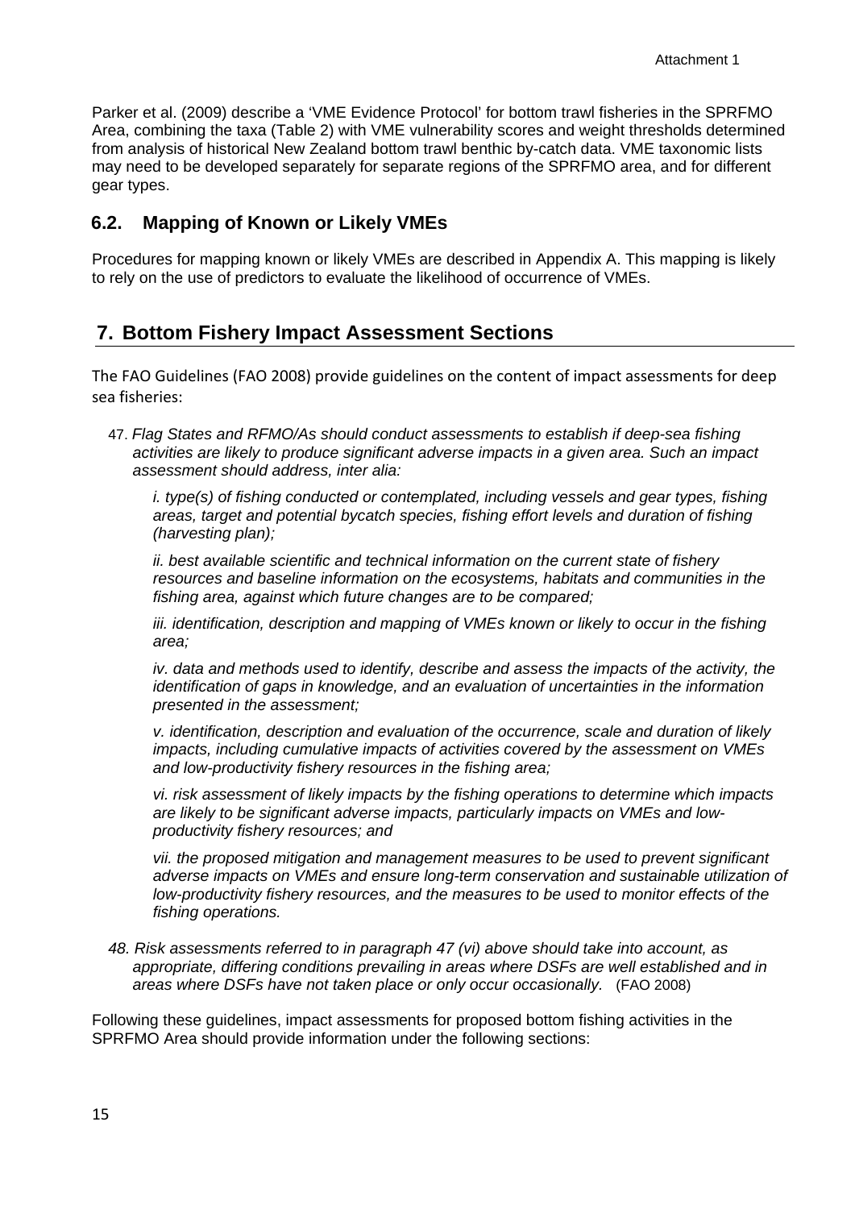Parker et al. (2009) describe a 'VME Evidence Protocol' for bottom trawl fisheries in the SPRFMO Area, combining the taxa (Table 2) with VME vulnerability scores and weight thresholds determined from analysis of historical New Zealand bottom trawl benthic by-catch data. VME taxonomic lists may need to be developed separately for separate regions of the SPRFMO area, and for different gear types.

### 6.2. Mapping of Known or Likely VMEs

Procedures for mapping known or likely VMEs are described in Appendix A. This mapping is likely to rely on the use of predictors to evaluate the likelihood of occurrence of VMEs.

## 7. Bottom Fishery Impact Assessment Sections

The FAO Guidelines (FAO 2008) provide guidelines on the content of impact assessments for deep sea fisheries:

47. *Flag States and RFMO/As should conduct assessments to establish if deep-sea fishing activities are likely to produce significant adverse impacts in a given area. Such an impact assessment should address, inter alia:*

   *i. type(s) of fishing conducted or contemplated, including vessels and gear types, fishing areas, target and potential bycatch species, fishing effort levels and duration of fishing (harvesting plan);*

   *ii. best available scientific and technical information on the current state of fishery resources and baseline information on the ecosystems, habitats and communities in the fishing area, against which future changes are to be compared;*

   *iii. identification, description and mapping of VMEs known or likely to occur in the fishing area;*

   *iv. data and methods used to identify, describe and assess the impacts of the activity, the identification of gaps in knowledge, and an evaluation of uncertainties in the information presented in the assessment;*

   *v. identification, description and evaluation of the occurrence, scale and duration of likely impacts, including cumulative impacts of activities covered by the assessment on VMEs and low-productivity fishery resources in the fishing area;*

   *vi. risk assessment of likely impacts by the fishing operations to determine which impacts are likely to be significant adverse impacts, particularly impacts on VMEs and low-productivity fishery resources; and*

   *vii. the proposed mitigation and management measures to be used to prevent significant adverse impacts on VMEs and ensure long-term conservation and sustainable utilization of low-productivity fishery resources, and the measures to be used to monitor effects of the fishing operations.*

48. *Risk assessments referred to in paragraph 47 (vi) above should take into account, as appropriate, differing conditions prevailing in areas where DSFs are well established and in areas where DSFs have not taken place or only occur occasionally.* (FAO 2008)

Following these guidelines, impact assessments for proposed bottom fishing activities in the SPRFMO Area should provide information under the following sections: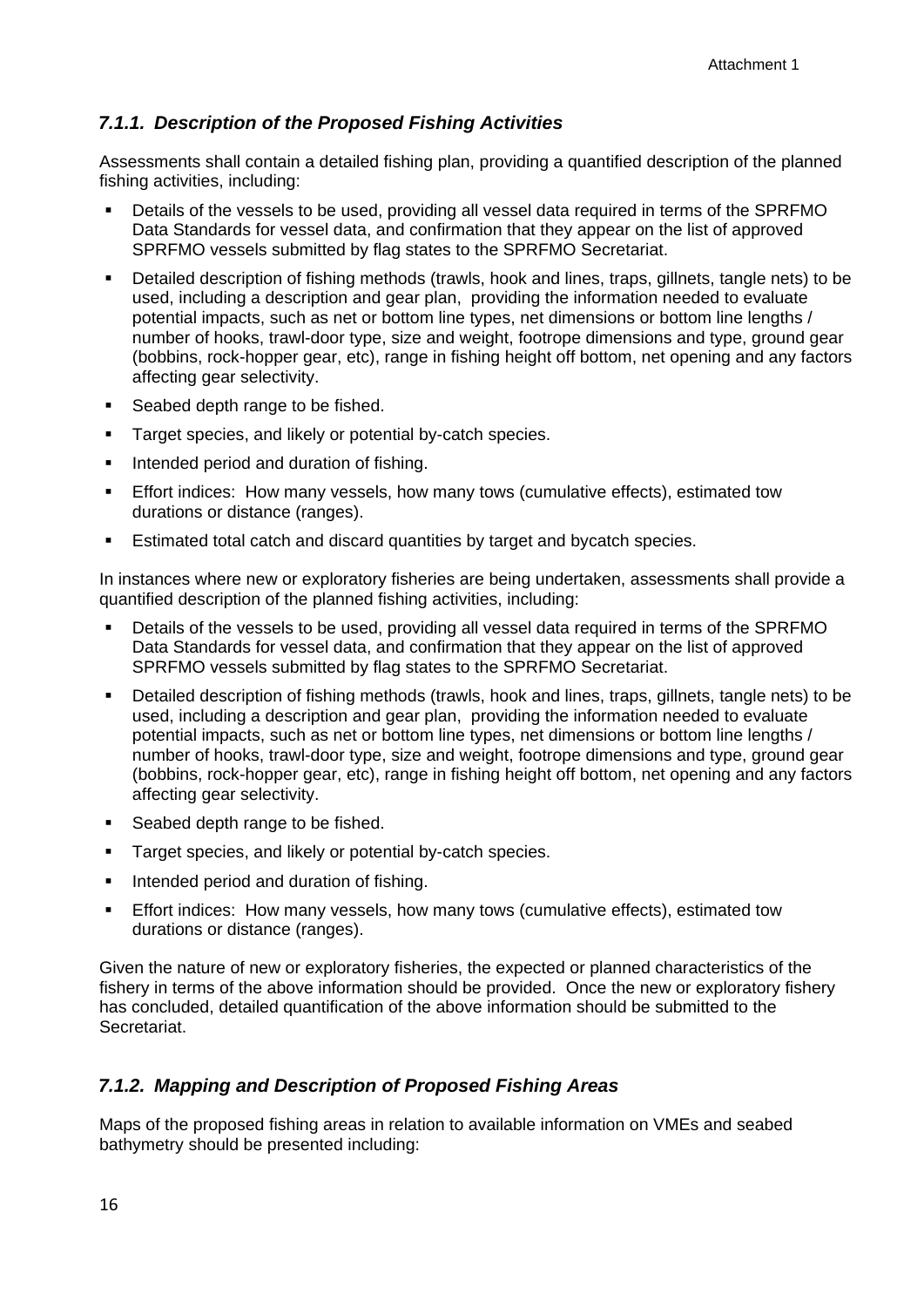### *7.1.1. Description of the Proposed Fishing Activities*

Assessments shall contain a detailed fishing plan, providing a quantified description of the planned fishing activities, including:

- Details of the vessels to be used, providing all vessel data required in terms of the SPRFMO Data Standards for vessel data, and confirmation that they appear on the list of approved SPRFMO vessels submitted by flag states to the SPRFMO Secretariat.
- Detailed description of fishing methods (trawls, hook and lines, traps, gillnets, tangle nets) to be used, including a description and gear plan, providing the information needed to evaluate potential impacts, such as net or bottom line types, net dimensions or bottom line lengths / number of hooks, trawl-door type, size and weight, footrope dimensions and type, ground gear (bobbins, rock-hopper gear, etc), range in fishing height off bottom, net opening and any factors affecting gear selectivity.
- Seabed depth range to be fished.
- Target species, and likely or potential by-catch species.
- Intended period and duration of fishing.
- Effort indices: How many vessels, how many tows (cumulative effects), estimated tow durations or distance (ranges).
- Estimated total catch and discard quantities by target and bycatch species.

In instances where new or exploratory fisheries are being undertaken, assessments shall provide a quantified description of the planned fishing activities, including:

- Details of the vessels to be used, providing all vessel data required in terms of the SPRFMO Data Standards for vessel data, and confirmation that they appear on the list of approved SPRFMO vessels submitted by flag states to the SPRFMO Secretariat.
- Detailed description of fishing methods (trawls, hook and lines, traps, gillnets, tangle nets) to be used, including a description and gear plan, providing the information needed to evaluate potential impacts, such as net or bottom line types, net dimensions or bottom line lengths / number of hooks, trawl-door type, size and weight, footrope dimensions and type, ground gear (bobbins, rock-hopper gear, etc), range in fishing height off bottom, net opening and any factors affecting gear selectivity.
- Seabed depth range to be fished.
- Target species, and likely or potential by-catch species.
- Intended period and duration of fishing.
- Effort indices: How many vessels, how many tows (cumulative effects), estimated tow durations or distance (ranges).

Given the nature of new or exploratory fisheries, the expected or planned characteristics of the fishery in terms of the above information should be provided. Once the new or exploratory fishery has concluded, detailed quantification of the above information should be submitted to the Secretariat.

### *7.1.2. Mapping and Description of Proposed Fishing Areas*

Maps of the proposed fishing areas in relation to available information on VMEs and seabed bathymetry should be presented including: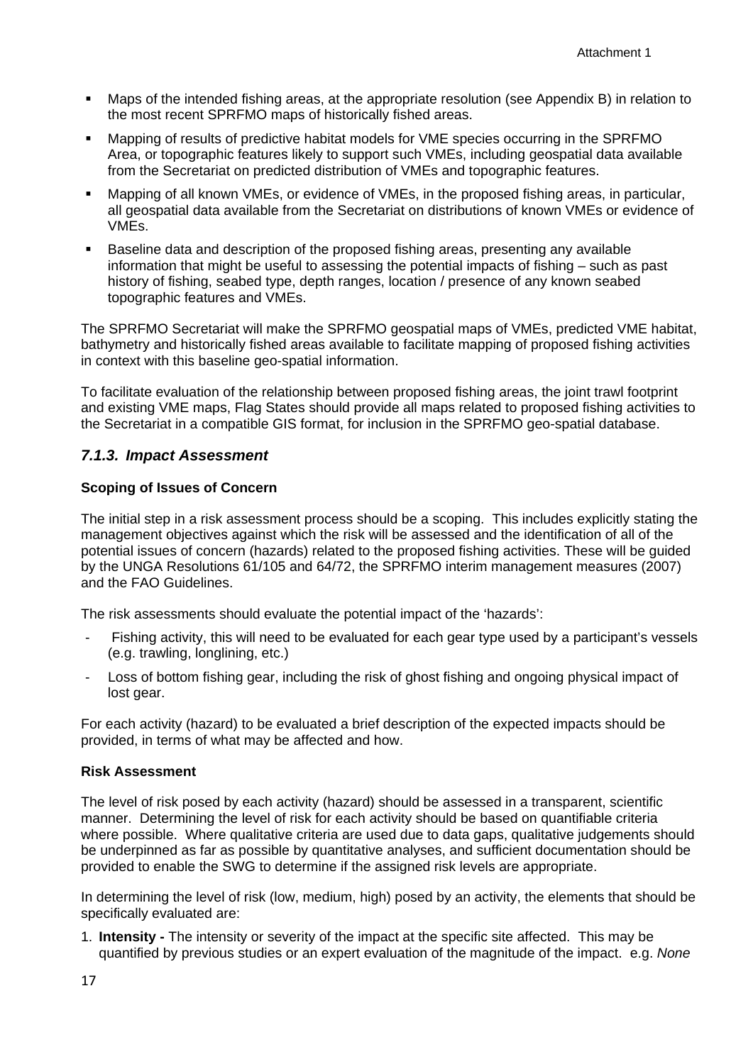- Maps of the intended fishing areas, at the appropriate resolution (see Appendix B) in relation to the most recent SPRFMO maps of historically fished areas.
- Mapping of results of predictive habitat models for VME species occurring in the SPRFMO Area, or topographic features likely to support such VMEs, including geospatial data available from the Secretariat on predicted distribution of VMEs and topographic features.
- Mapping of all known VMEs, or evidence of VMEs, in the proposed fishing areas, in particular, all geospatial data available from the Secretariat on distributions of known VMEs or evidence of VMEs.
- Baseline data and description of the proposed fishing areas, presenting any available information that might be useful to assessing the potential impacts of fishing – such as past history of fishing, seabed type, depth ranges, location / presence of any known seabed topographic features and VMEs.

The SPRFMO Secretariat will make the SPRFMO geospatial maps of VMEs, predicted VME habitat, bathymetry and historically fished areas available to facilitate mapping of proposed fishing activities in context with this baseline geo-spatial information.

To facilitate evaluation of the relationship between proposed fishing areas, the joint trawl footprint and existing VME maps, Flag States should provide all maps related to proposed fishing activities to the Secretariat in a compatible GIS format, for inclusion in the SPRFMO geo-spatial database.

### *7.1.3. Impact Assessment*

**Scoping of Issues of Concern**

The initial step in a risk assessment process should be a scoping. This includes explicitly stating the management objectives against which the risk will be assessed and the identification of all of the potential issues of concern (hazards) related to the proposed fishing activities. These will be guided by the UNGA Resolutions 61/105 and 64/72, the SPRFMO interim management measures (2007) and the FAO Guidelines.

The risk assessments should evaluate the potential impact of the 'hazards':

- Fishing activity, this will need to be evaluated for each gear type used by a participant's vessels (e.g. trawling, longlining, etc.)
- Loss of bottom fishing gear, including the risk of ghost fishing and ongoing physical impact of lost gear.

For each activity (hazard) to be evaluated a brief description of the expected impacts should be provided, in terms of what may be affected and how.

**Risk Assessment**

The level of risk posed by each activity (hazard) should be assessed in a transparent, scientific manner. Determining the level of risk for each activity should be based on quantifiable criteria where possible. Where qualitative criteria are used due to data gaps, qualitative judgements should be underpinned as far as possible by quantitative analyses, and sufficient documentation should be provided to enable the SWG to determine if the assigned risk levels are appropriate.

In determining the level of risk (low, medium, high) posed by an activity, the elements that should be specifically evaluated are:

1. **Intensity -** The intensity or severity of the impact at the specific site affected. This may be quantified by previous studies or an expert evaluation of the magnitude of the impact. e.g. *None*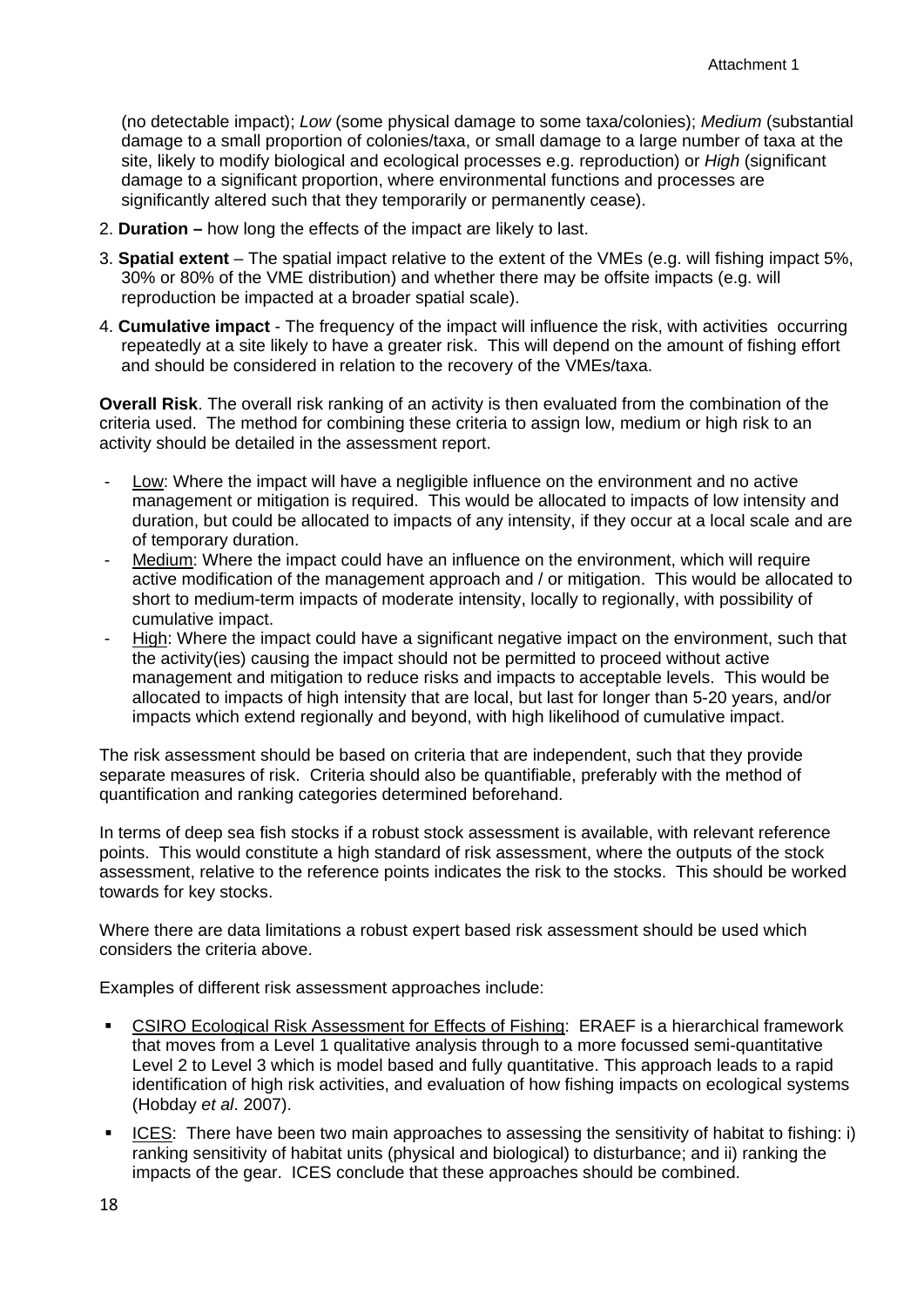(no detectable impact); *Low* (some physical damage to some taxa/colonies); *Medium* (substantial damage to a small proportion of colonies/taxa, or small damage to a large number of taxa at the site, likely to modify biological and ecological processes e.g. reproduction) or *High* (significant damage to a significant proportion, where environmental functions and processes are significantly altered such that they temporarily or permanently cease).

2. **Duration –** how long the effects of the impact are likely to last.
3. **Spatial extent** – The spatial impact relative to the extent of the VMEs (e.g. will fishing impact 5%, 30% or 80% of the VME distribution) and whether there may be offsite impacts (e.g. will reproduction be impacted at a broader spatial scale).
4. **Cumulative impact** - The frequency of the impact will influence the risk, with activities occurring repeatedly at a site likely to have a greater risk. This will depend on the amount of fishing effort and should be considered in relation to the recovery of the VMEs/taxa.

**Overall Risk**. The overall risk ranking of an activity is then evaluated from the combination of the criteria used. The method for combining these criteria to assign low, medium or high risk to an activity should be detailed in the assessment report.

- Low: Where the impact will have a negligible influence on the environment and no active management or mitigation is required. This would be allocated to impacts of low intensity and duration, but could be allocated to impacts of any intensity, if they occur at a local scale and are of temporary duration.
- Medium: Where the impact could have an influence on the environment, which will require active modification of the management approach and / or mitigation. This would be allocated to short to medium-term impacts of moderate intensity, locally to regionally, with possibility of cumulative impact.
- High: Where the impact could have a significant negative impact on the environment, such that the activity(ies) causing the impact should not be permitted to proceed without active management and mitigation to reduce risks and impacts to acceptable levels. This would be allocated to impacts of high intensity that are local, but last for longer than 5-20 years, and/or impacts which extend regionally and beyond, with high likelihood of cumulative impact.

The risk assessment should be based on criteria that are independent, such that they provide separate measures of risk. Criteria should also be quantifiable, preferably with the method of quantification and ranking categories determined beforehand.

In terms of deep sea fish stocks if a robust stock assessment is available, with relevant reference points. This would constitute a high standard of risk assessment, where the outputs of the stock assessment, relative to the reference points indicates the risk to the stocks. This should be worked towards for key stocks.

Where there are data limitations a robust expert based risk assessment should be used which considers the criteria above.

Examples of different risk assessment approaches include:

- CSIRO Ecological Risk Assessment for Effects of Fishing: ERAEF is a hierarchical framework that moves from a Level 1 qualitative analysis through to a more focussed semi-quantitative Level 2 to Level 3 which is model based and fully quantitative. This approach leads to a rapid identification of high risk activities, and evaluation of how fishing impacts on ecological systems (Hobday *et al*. 2007).
- ICES: There have been two main approaches to assessing the sensitivity of habitat to fishing: i) ranking sensitivity of habitat units (physical and biological) to disturbance; and ii) ranking the impacts of the gear. ICES conclude that these approaches should be combined.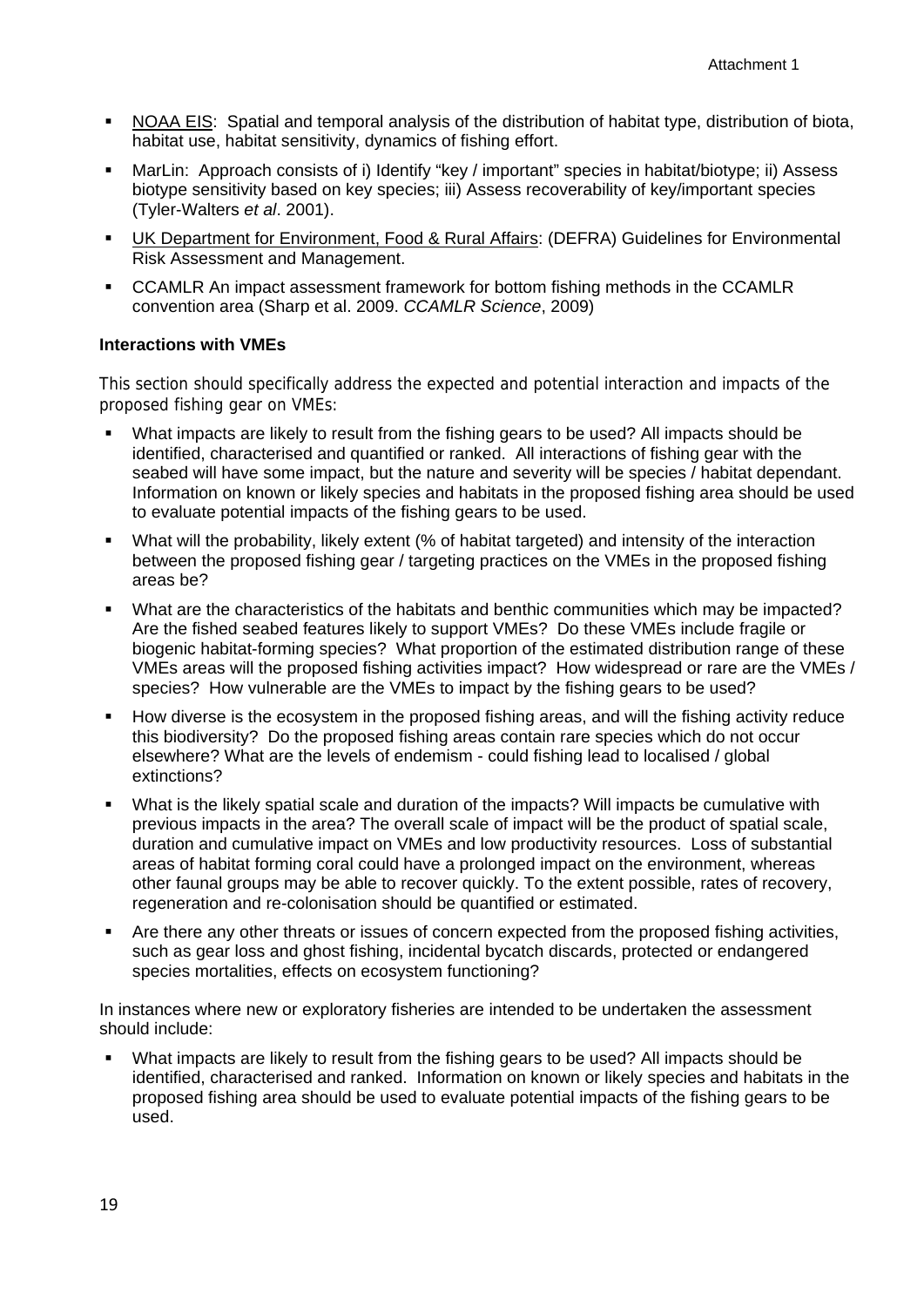- NOAA EIS: Spatial and temporal analysis of the distribution of habitat type, distribution of biota, habitat use, habitat sensitivity, dynamics of fishing effort.
- MarLin: Approach consists of i) Identify "key / important" species in habitat/biotype; ii) Assess biotype sensitivity based on key species; iii) Assess recoverability of key/important species (Tyler-Walters *et al*. 2001).
- UK Department for Environment, Food & Rural Affairs: (DEFRA) Guidelines for Environmental Risk Assessment and Management.
- CCAMLR An impact assessment framework for bottom fishing methods in the CCAMLR convention area (Sharp et al. 2009. *CCAMLR Science*, 2009)

**Interactions with VMEs**

This section should specifically address the expected and potential interaction and impacts of the proposed fishing gear on VMEs:

- What impacts are likely to result from the fishing gears to be used? All impacts should be identified, characterised and quantified or ranked. All interactions of fishing gear with the seabed will have some impact, but the nature and severity will be species / habitat dependant. Information on known or likely species and habitats in the proposed fishing area should be used to evaluate potential impacts of the fishing gears to be used.
- What will the probability, likely extent (% of habitat targeted) and intensity of the interaction between the proposed fishing gear / targeting practices on the VMEs in the proposed fishing areas be?
- What are the characteristics of the habitats and benthic communities which may be impacted? Are the fished seabed features likely to support VMEs? Do these VMEs include fragile or biogenic habitat-forming species? What proportion of the estimated distribution range of these VMEs areas will the proposed fishing activities impact? How widespread or rare are the VMEs / species? How vulnerable are the VMEs to impact by the fishing gears to be used?
- How diverse is the ecosystem in the proposed fishing areas, and will the fishing activity reduce this biodiversity? Do the proposed fishing areas contain rare species which do not occur elsewhere? What are the levels of endemism - could fishing lead to localised / global extinctions?
- What is the likely spatial scale and duration of the impacts? Will impacts be cumulative with previous impacts in the area? The overall scale of impact will be the product of spatial scale, duration and cumulative impact on VMEs and low productivity resources. Loss of substantial areas of habitat forming coral could have a prolonged impact on the environment, whereas other faunal groups may be able to recover quickly. To the extent possible, rates of recovery, regeneration and re-colonisation should be quantified or estimated.
- Are there any other threats or issues of concern expected from the proposed fishing activities, such as gear loss and ghost fishing, incidental bycatch discards, protected or endangered species mortalities, effects on ecosystem functioning?

In instances where new or exploratory fisheries are intended to be undertaken the assessment should include:

- What impacts are likely to result from the fishing gears to be used? All impacts should be identified, characterised and ranked. Information on known or likely species and habitats in the proposed fishing area should be used to evaluate potential impacts of the fishing gears to be used.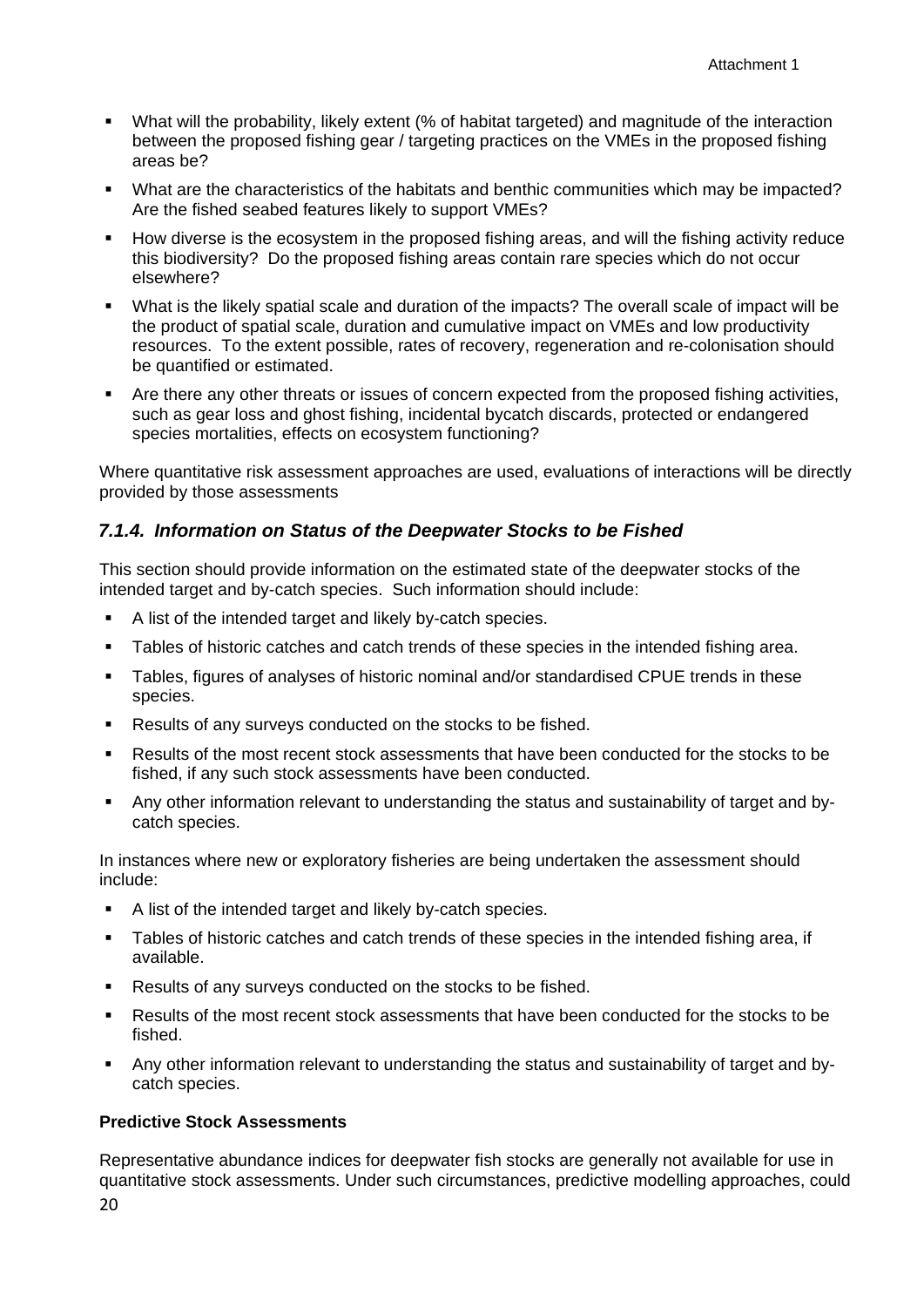- What will the probability, likely extent (% of habitat targeted) and magnitude of the interaction between the proposed fishing gear / targeting practices on the VMEs in the proposed fishing areas be?
- What are the characteristics of the habitats and benthic communities which may be impacted? Are the fished seabed features likely to support VMEs?
- How diverse is the ecosystem in the proposed fishing areas, and will the fishing activity reduce this biodiversity? Do the proposed fishing areas contain rare species which do not occur elsewhere?
- What is the likely spatial scale and duration of the impacts? The overall scale of impact will be the product of spatial scale, duration and cumulative impact on VMEs and low productivity resources. To the extent possible, rates of recovery, regeneration and re-colonisation should be quantified or estimated.
- Are there any other threats or issues of concern expected from the proposed fishing activities, such as gear loss and ghost fishing, incidental bycatch discards, protected or endangered species mortalities, effects on ecosystem functioning?

Where quantitative risk assessment approaches are used, evaluations of interactions will be directly provided by those assessments

### *7.1.4. Information on Status of the Deepwater Stocks to be Fished*

This section should provide information on the estimated state of the deepwater stocks of the intended target and by-catch species. Such information should include:

- A list of the intended target and likely by-catch species.
- Tables of historic catches and catch trends of these species in the intended fishing area.
- Tables, figures of analyses of historic nominal and/or standardised CPUE trends in these species.
- Results of any surveys conducted on the stocks to be fished.
- Results of the most recent stock assessments that have been conducted for the stocks to be fished, if any such stock assessments have been conducted.
- Any other information relevant to understanding the status and sustainability of target and by-catch species.

In instances where new or exploratory fisheries are being undertaken the assessment should include:

- A list of the intended target and likely by-catch species.
- Tables of historic catches and catch trends of these species in the intended fishing area, if available.
- Results of any surveys conducted on the stocks to be fished.
- Results of the most recent stock assessments that have been conducted for the stocks to be fished.
- Any other information relevant to understanding the status and sustainability of target and by-catch species.

**Predictive Stock Assessments**

Representative abundance indices for deepwater fish stocks are generally not available for use in quantitative stock assessments. Under such circumstances, predictive modelling approaches, could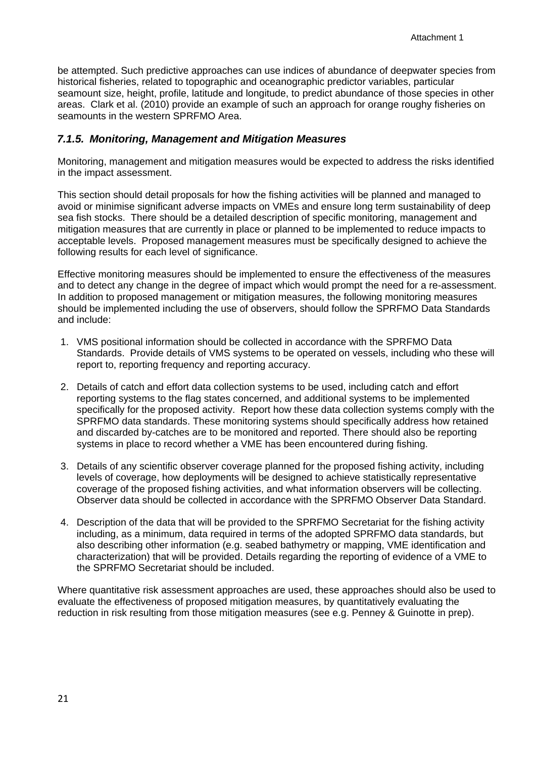be attempted. Such predictive approaches can use indices of abundance of deepwater species from historical fisheries, related to topographic and oceanographic predictor variables, particular seamount size, height, profile, latitude and longitude, to predict abundance of those species in other areas. Clark et al. (2010) provide an example of such an approach for orange roughy fisheries on seamounts in the western SPRFMO Area.

### *7.1.5. Monitoring, Management and Mitigation Measures*

Monitoring, management and mitigation measures would be expected to address the risks identified in the impact assessment.

This section should detail proposals for how the fishing activities will be planned and managed to avoid or minimise significant adverse impacts on VMEs and ensure long term sustainability of deep sea fish stocks. There should be a detailed description of specific monitoring, management and mitigation measures that are currently in place or planned to be implemented to reduce impacts to acceptable levels. Proposed management measures must be specifically designed to achieve the following results for each level of significance.

Effective monitoring measures should be implemented to ensure the effectiveness of the measures and to detect any change in the degree of impact which would prompt the need for a re-assessment. In addition to proposed management or mitigation measures, the following monitoring measures should be implemented including the use of observers, should follow the SPRFMO Data Standards and include:

1. VMS positional information should be collected in accordance with the SPRFMO Data Standards. Provide details of VMS systems to be operated on vessels, including who these will report to, reporting frequency and reporting accuracy.

2. Details of catch and effort data collection systems to be used, including catch and effort reporting systems to the flag states concerned, and additional systems to be implemented specifically for the proposed activity. Report how these data collection systems comply with the SPRFMO data standards. These monitoring systems should specifically address how retained and discarded by-catches are to be monitored and reported. There should also be reporting systems in place to record whether a VME has been encountered during fishing.

3. Details of any scientific observer coverage planned for the proposed fishing activity, including levels of coverage, how deployments will be designed to achieve statistically representative coverage of the proposed fishing activities, and what information observers will be collecting. Observer data should be collected in accordance with the SPRFMO Observer Data Standard.

4. Description of the data that will be provided to the SPRFMO Secretariat for the fishing activity including, as a minimum, data required in terms of the adopted SPRFMO data standards, but also describing other information (e.g. seabed bathymetry or mapping, VME identification and characterization) that will be provided. Details regarding the reporting of evidence of a VME to the SPRFMO Secretariat should be included.

Where quantitative risk assessment approaches are used, these approaches should also be used to evaluate the effectiveness of proposed mitigation measures, by quantitatively evaluating the reduction in risk resulting from those mitigation measures (see e.g. Penney & Guinotte in prep).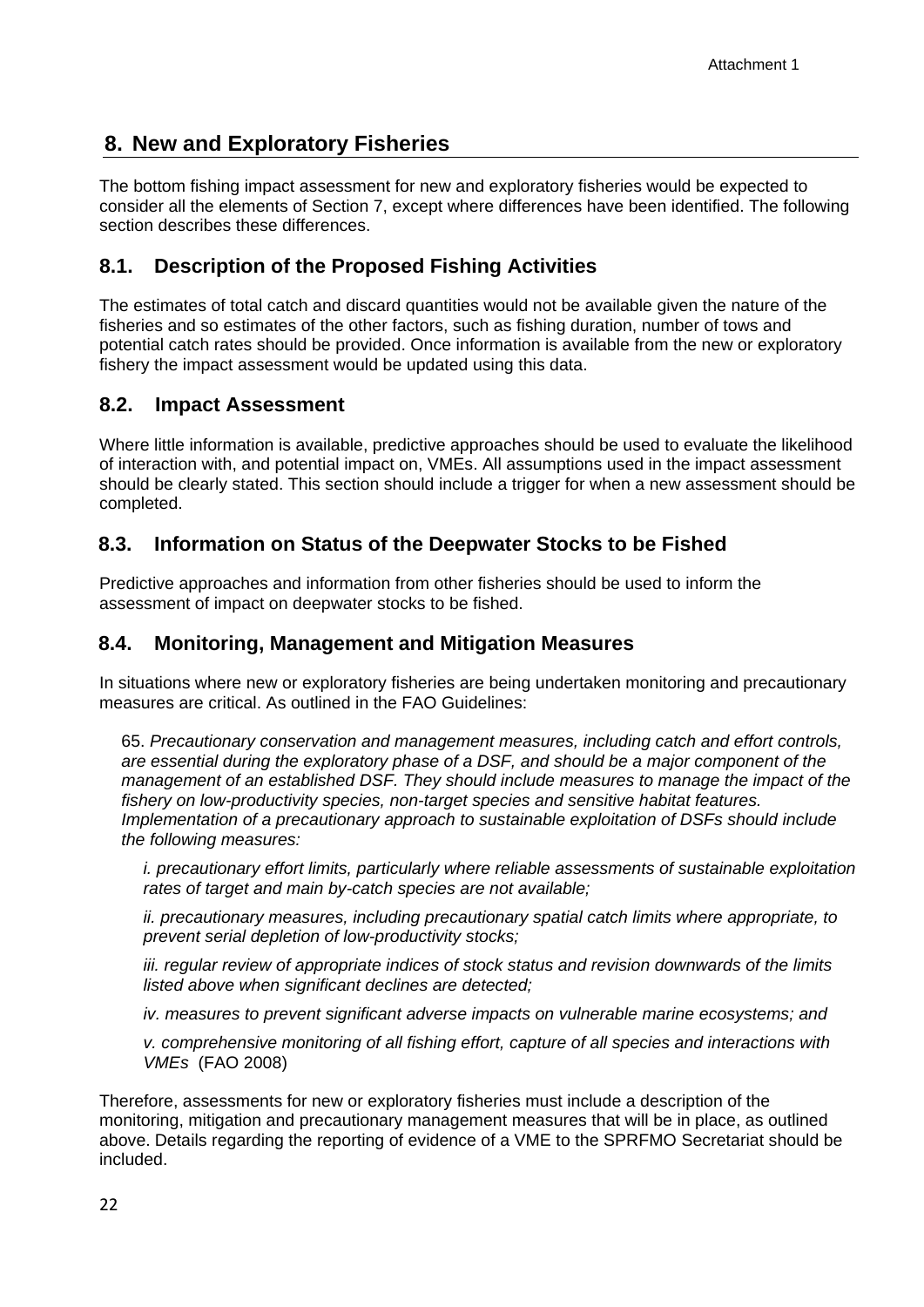## 8. New and Exploratory Fisheries

The bottom fishing impact assessment for new and exploratory fisheries would be expected to consider all the elements of Section 7, except where differences have been identified. The following section describes these differences.

### 8.1. Description of the Proposed Fishing Activities

The estimates of total catch and discard quantities would not be available given the nature of the fisheries and so estimates of the other factors, such as fishing duration, number of tows and potential catch rates should be provided. Once information is available from the new or exploratory fishery the impact assessment would be updated using this data.

### 8.2. Impact Assessment

Where little information is available, predictive approaches should be used to evaluate the likelihood of interaction with, and potential impact on, VMEs. All assumptions used in the impact assessment should be clearly stated. This section should include a trigger for when a new assessment should be completed.

### 8.3. Information on Status of the Deepwater Stocks to be Fished

Predictive approaches and information from other fisheries should be used to inform the assessment of impact on deepwater stocks to be fished.

### 8.4. Monitoring, Management and Mitigation Measures

In situations where new or exploratory fisheries are being undertaken monitoring and precautionary measures are critical. As outlined in the FAO Guidelines:

> 65. *Precautionary conservation and management measures, including catch and effort controls, are essential during the exploratory phase of a DSF, and should be a major component of the management of an established DSF. They should include measures to manage the impact of the fishery on low-productivity species, non-target species and sensitive habitat features. Implementation of a precautionary approach to sustainable exploitation of DSFs should include the following measures:*
>
> *i. precautionary effort limits, particularly where reliable assessments of sustainable exploitation rates of target and main by-catch species are not available;*
>
> *ii. precautionary measures, including precautionary spatial catch limits where appropriate, to prevent serial depletion of low-productivity stocks;*
>
> *iii. regular review of appropriate indices of stock status and revision downwards of the limits listed above when significant declines are detected;*
>
> *iv. measures to prevent significant adverse impacts on vulnerable marine ecosystems; and*
>
> *v. comprehensive monitoring of all fishing effort, capture of all species and interactions with VMEs* (FAO 2008)

Therefore, assessments for new or exploratory fisheries must include a description of the monitoring, mitigation and precautionary management measures that will be in place, as outlined above. Details regarding the reporting of evidence of a VME to the SPRFMO Secretariat should be included.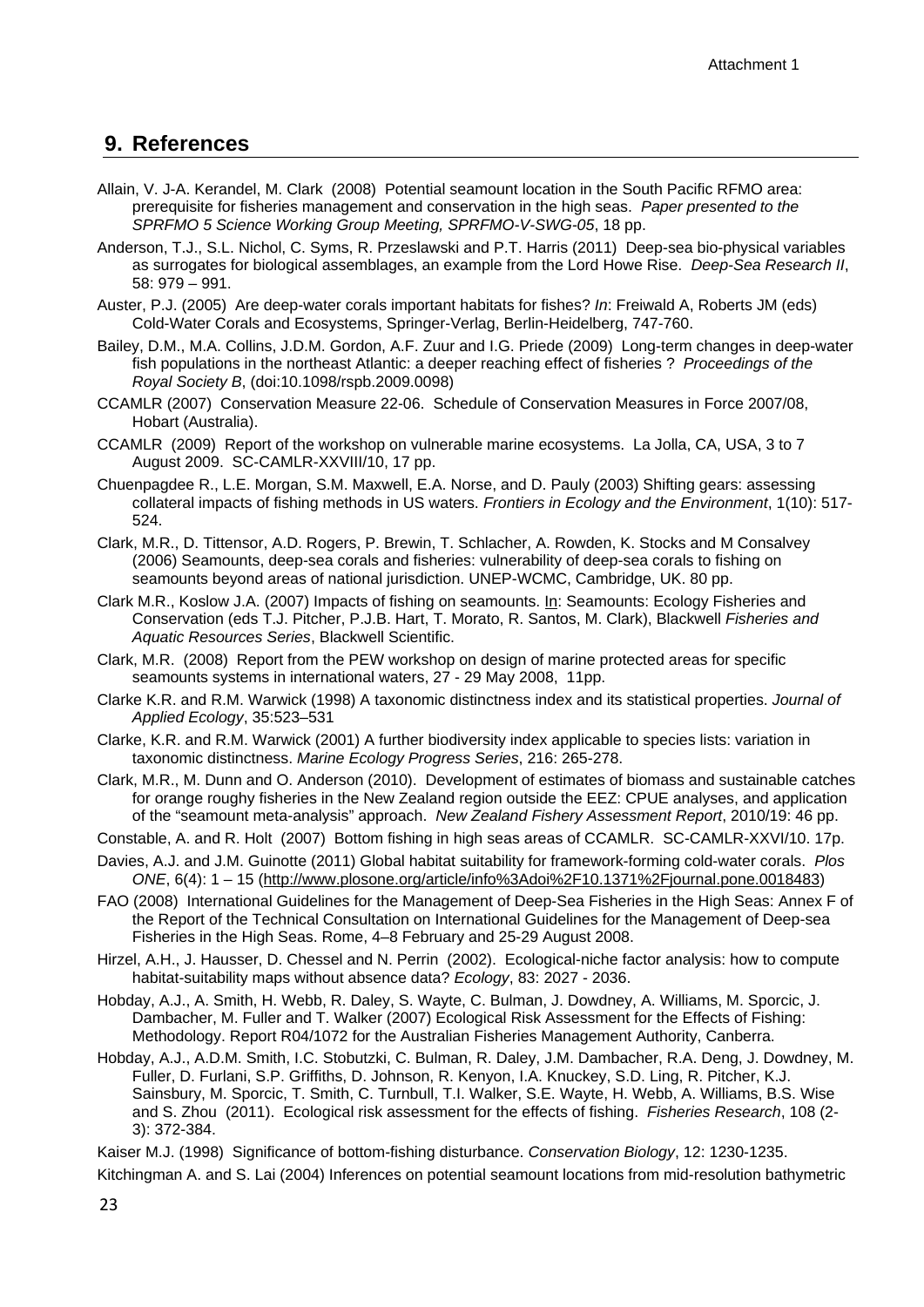## 9. References

Allain, V. J-A. Kerandel, M. Clark (2008) Potential seamount location in the South Pacific RFMO area: prerequisite for fisheries management and conservation in the high seas. *Paper presented to the SPRFMO 5 Science Working Group Meeting, SPRFMO-V-SWG-05*, 18 pp.

Anderson, T.J., S.L. Nichol, C. Syms, R. Przeslawski and P.T. Harris (2011) Deep-sea bio-physical variables as surrogates for biological assemblages, an example from the Lord Howe Rise. *Deep-Sea Research II*, 58: 979 – 991.

Auster, P.J. (2005) Are deep-water corals important habitats for fishes? *In*: Freiwald A, Roberts JM (eds) Cold-Water Corals and Ecosystems, Springer-Verlag, Berlin-Heidelberg, 747-760.

Bailey, D.M., M.A. Collins, J.D.M. Gordon, A.F. Zuur and I.G. Priede (2009) Long-term changes in deep-water fish populations in the northeast Atlantic: a deeper reaching effect of fisheries ? *Proceedings of the Royal Society B*, (doi:10.1098/rspb.2009.0098)

CCAMLR (2007) Conservation Measure 22-06. Schedule of Conservation Measures in Force 2007/08, Hobart (Australia).

CCAMLR (2009) Report of the workshop on vulnerable marine ecosystems. La Jolla, CA, USA, 3 to 7 August 2009. SC-CAMLR-XXVIII/10, 17 pp.

Chuenpagdee R., L.E. Morgan, S.M. Maxwell, E.A. Norse, and D. Pauly (2003) Shifting gears: assessing collateral impacts of fishing methods in US waters. *Frontiers in Ecology and the Environment*, 1(10): 517-524.

Clark, M.R., D. Tittensor, A.D. Rogers, P. Brewin, T. Schlacher, A. Rowden, K. Stocks and M Consalvey (2006) Seamounts, deep-sea corals and fisheries: vulnerability of deep-sea corals to fishing on seamounts beyond areas of national jurisdiction. UNEP-WCMC, Cambridge, UK. 80 pp.

Clark M.R., Koslow J.A. (2007) Impacts of fishing on seamounts. In: Seamounts: Ecology Fisheries and Conservation (eds T.J. Pitcher, P.J.B. Hart, T. Morato, R. Santos, M. Clark), Blackwell *Fisheries and Aquatic Resources Series*, Blackwell Scientific.

Clark, M.R. (2008) Report from the PEW workshop on design of marine protected areas for specific seamounts systems in international waters, 27 - 29 May 2008, 11pp.

Clarke K.R. and R.M. Warwick (1998) A taxonomic distinctness index and its statistical properties. *Journal of Applied Ecology*, 35:523–531

Clarke, K.R. and R.M. Warwick (2001) A further biodiversity index applicable to species lists: variation in taxonomic distinctness. *Marine Ecology Progress Series*, 216: 265-278.

Clark, M.R., M. Dunn and O. Anderson (2010). Development of estimates of biomass and sustainable catches for orange roughy fisheries in the New Zealand region outside the EEZ: CPUE analyses, and application of the "seamount meta-analysis" approach. *New Zealand Fishery Assessment Report*, 2010/19: 46 pp.

Constable, A. and R. Holt (2007) Bottom fishing in high seas areas of CCAMLR. SC-CAMLR-XXVI/10. 17p.

Davies, A.J. and J.M. Guinotte (2011) Global habitat suitability for framework-forming cold-water corals. *Plos ONE*, 6(4): 1 – 15 (http://www.plosone.org/article/info%3Adoi%2F10.1371%2Fjournal.pone.0018483)

FAO (2008) International Guidelines for the Management of Deep-Sea Fisheries in the High Seas: Annex F of the Report of the Technical Consultation on International Guidelines for the Management of Deep-sea Fisheries in the High Seas. Rome, 4–8 February and 25-29 August 2008.

Hirzel, A.H., J. Hausser, D. Chessel and N. Perrin (2002). Ecological-niche factor analysis: how to compute habitat-suitability maps without absence data? *Ecology*, 83: 2027 - 2036.

Hobday, A.J., A. Smith, H. Webb, R. Daley, S. Wayte, C. Bulman, J. Dowdney, A. Williams, M. Sporcic, J. Dambacher, M. Fuller and T. Walker (2007) Ecological Risk Assessment for the Effects of Fishing: Methodology. Report R04/1072 for the Australian Fisheries Management Authority, Canberra.

Hobday, A.J., A.D.M. Smith, I.C. Stobutzki, C. Bulman, R. Daley, J.M. Dambacher, R.A. Deng, J. Dowdney, M. Fuller, D. Furlani, S.P. Griffiths, D. Johnson, R. Kenyon, I.A. Knuckey, S.D. Ling, R. Pitcher, K.J. Sainsbury, M. Sporcic, T. Smith, C. Turnbull, T.I. Walker, S.E. Wayte, H. Webb, A. Williams, B.S. Wise and S. Zhou (2011). Ecological risk assessment for the effects of fishing. *Fisheries Research*, 108 (2-3): 372-384.

Kaiser M.J. (1998) Significance of bottom-fishing disturbance. *Conservation Biology*, 12: 1230-1235.

Kitchingman A. and S. Lai (2004) Inferences on potential seamount locations from mid-resolution bathymetric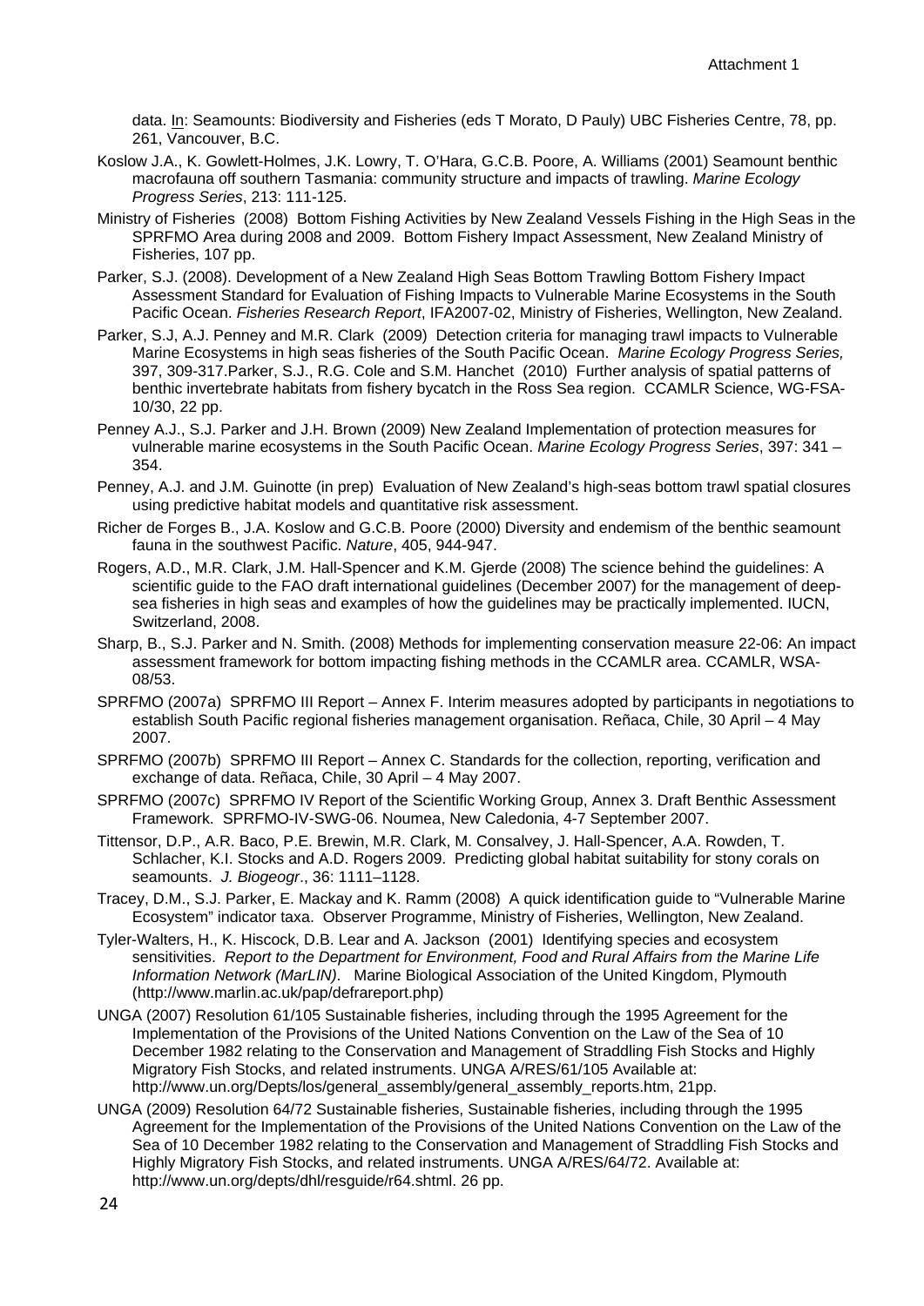data. In: Seamounts: Biodiversity and Fisheries (eds T Morato, D Pauly) UBC Fisheries Centre, 78, pp. 261, Vancouver, B.C.

Koslow J.A., K. Gowlett-Holmes, J.K. Lowry, T. O'Hara, G.C.B. Poore, A. Williams (2001) Seamount benthic macrofauna off southern Tasmania: community structure and impacts of trawling. *Marine Ecology Progress Series*, 213: 111-125.

Ministry of Fisheries (2008) Bottom Fishing Activities by New Zealand Vessels Fishing in the High Seas in the SPRFMO Area during 2008 and 2009. Bottom Fishery Impact Assessment, New Zealand Ministry of Fisheries, 107 pp.

Parker, S.J. (2008). Development of a New Zealand High Seas Bottom Trawling Bottom Fishery Impact Assessment Standard for Evaluation of Fishing Impacts to Vulnerable Marine Ecosystems in the South Pacific Ocean. *Fisheries Research Report*, IFA2007-02, Ministry of Fisheries, Wellington, New Zealand.

Parker, S.J, A.J. Penney and M.R. Clark (2009) Detection criteria for managing trawl impacts to Vulnerable Marine Ecosystems in high seas fisheries of the South Pacific Ocean. *Marine Ecology Progress Series,* 397, 309-317.Parker, S.J., R.G. Cole and S.M. Hanchet (2010) Further analysis of spatial patterns of benthic invertebrate habitats from fishery bycatch in the Ross Sea region. CCAMLR Science, WG-FSA-10/30, 22 pp.

Penney A.J., S.J. Parker and J.H. Brown (2009) New Zealand Implementation of protection measures for vulnerable marine ecosystems in the South Pacific Ocean. *Marine Ecology Progress Series*, 397: 341 – 354.

Penney, A.J. and J.M. Guinotte (in prep) Evaluation of New Zealand's high-seas bottom trawl spatial closures using predictive habitat models and quantitative risk assessment.

Richer de Forges B., J.A. Koslow and G.C.B. Poore (2000) Diversity and endemism of the benthic seamount fauna in the southwest Pacific. *Nature*, 405, 944-947.

Rogers, A.D., M.R. Clark, J.M. Hall-Spencer and K.M. Gjerde (2008) The science behind the guidelines: A scientific guide to the FAO draft international guidelines (December 2007) for the management of deep-sea fisheries in high seas and examples of how the guidelines may be practically implemented. IUCN, Switzerland, 2008.

Sharp, B., S.J. Parker and N. Smith. (2008) Methods for implementing conservation measure 22-06: An impact assessment framework for bottom impacting fishing methods in the CCAMLR area. CCAMLR, WSA-08/53.

SPRFMO (2007a) SPRFMO III Report – Annex F. Interim measures adopted by participants in negotiations to establish South Pacific regional fisheries management organisation. Reñaca, Chile, 30 April – 4 May 2007.

SPRFMO (2007b) SPRFMO III Report – Annex C. Standards for the collection, reporting, verification and exchange of data. Reñaca, Chile, 30 April – 4 May 2007.

SPRFMO (2007c) SPRFMO IV Report of the Scientific Working Group, Annex 3. Draft Benthic Assessment Framework. SPRFMO-IV-SWG-06. Noumea, New Caledonia, 4-7 September 2007.

Tittensor, D.P., A.R. Baco, P.E. Brewin, M.R. Clark, M. Consalvey, J. Hall-Spencer, A.A. Rowden, T. Schlacher, K.I. Stocks and A.D. Rogers 2009. Predicting global habitat suitability for stony corals on seamounts. *J. Biogeogr*., 36: 1111–1128.

Tracey, D.M., S.J. Parker, E. Mackay and K. Ramm (2008) A quick identification guide to "Vulnerable Marine Ecosystem" indicator taxa. Observer Programme, Ministry of Fisheries, Wellington, New Zealand.

Tyler-Walters, H., K. Hiscock, D.B. Lear and A. Jackson (2001) Identifying species and ecosystem sensitivities. *Report to the Department for Environment, Food and Rural Affairs from the Marine Life Information Network (MarLIN)*. Marine Biological Association of the United Kingdom, Plymouth (http://www.marlin.ac.uk/pap/defrareport.php)

UNGA (2007) Resolution 61/105 Sustainable fisheries, including through the 1995 Agreement for the Implementation of the Provisions of the United Nations Convention on the Law of the Sea of 10 December 1982 relating to the Conservation and Management of Straddling Fish Stocks and Highly Migratory Fish Stocks, and related instruments. UNGA A/RES/61/105 Available at: http://www.un.org/Depts/los/general_assembly/general_assembly_reports.htm, 21pp.

UNGA (2009) Resolution 64/72 Sustainable fisheries, Sustainable fisheries, including through the 1995 Agreement for the Implementation of the Provisions of the United Nations Convention on the Law of the Sea of 10 December 1982 relating to the Conservation and Management of Straddling Fish Stocks and Highly Migratory Fish Stocks, and related instruments. UNGA A/RES/64/72. Available at: http://www.un.org/depts/dhl/resguide/r64.shtml. 26 pp.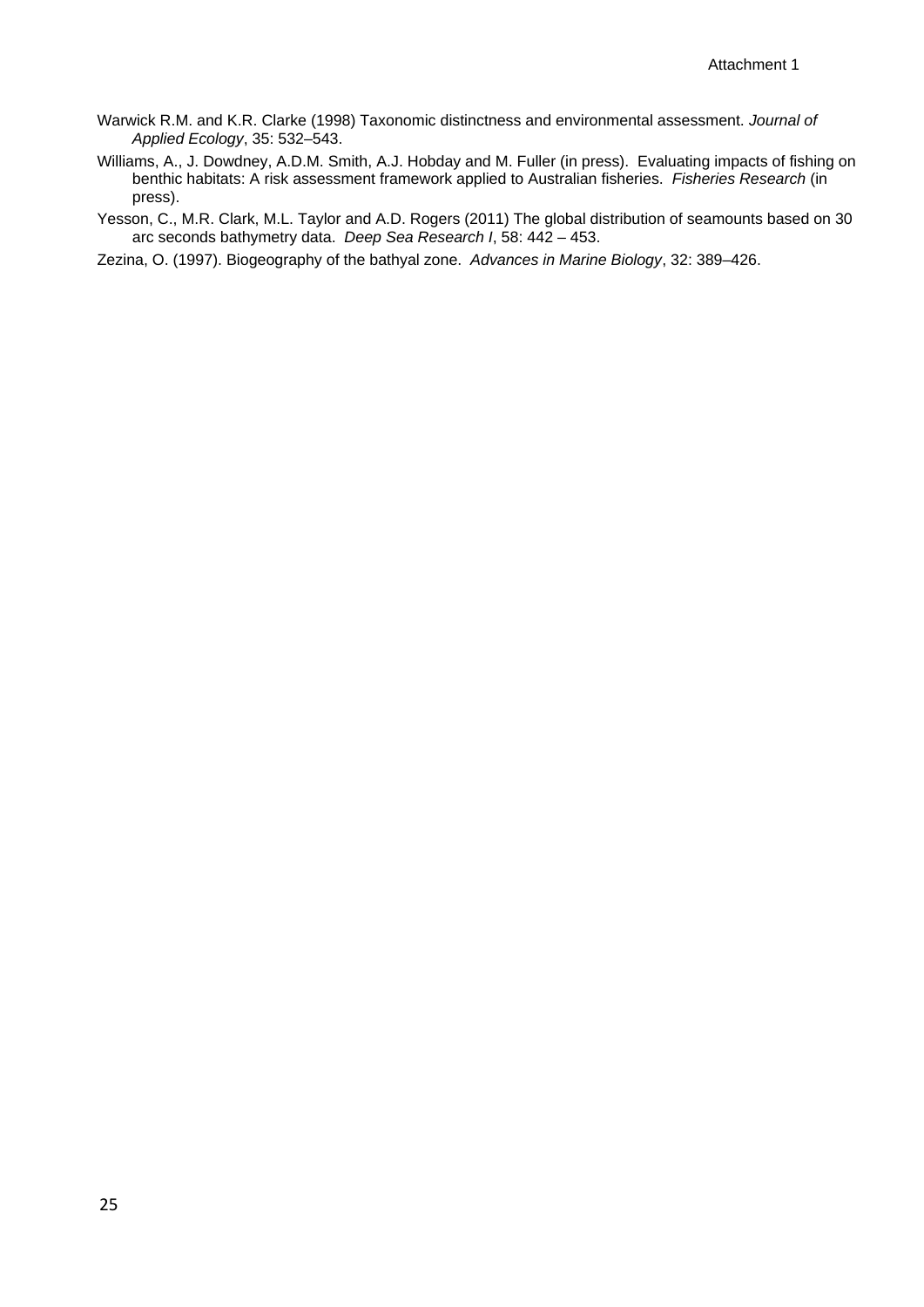Warwick R.M. and K.R. Clarke (1998) Taxonomic distinctness and environmental assessment. *Journal of Applied Ecology*, 35: 532–543.

Williams, A., J. Dowdney, A.D.M. Smith, A.J. Hobday and M. Fuller (in press). Evaluating impacts of fishing on benthic habitats: A risk assessment framework applied to Australian fisheries. *Fisheries Research* (in press).

Yesson, C., M.R. Clark, M.L. Taylor and A.D. Rogers (2011) The global distribution of seamounts based on 30 arc seconds bathymetry data. *Deep Sea Research I*, 58: 442 – 453.

Zezina, O. (1997). Biogeography of the bathyal zone. *Advances in Marine Biology*, 32: 389–426.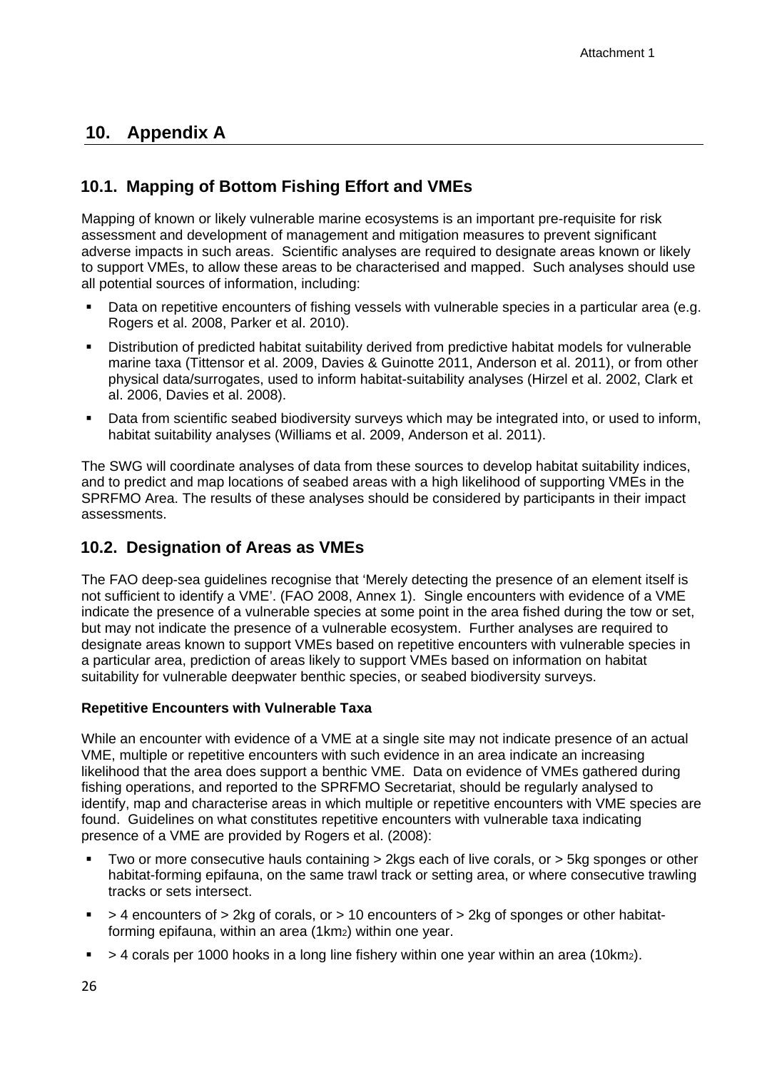## 10. Appendix A

### 10.1. Mapping of Bottom Fishing Effort and VMEs

Mapping of known or likely vulnerable marine ecosystems is an important pre-requisite for risk assessment and development of management and mitigation measures to prevent significant adverse impacts in such areas. Scientific analyses are required to designate areas known or likely to support VMEs, to allow these areas to be characterised and mapped. Such analyses should use all potential sources of information, including:

- Data on repetitive encounters of fishing vessels with vulnerable species in a particular area (e.g. Rogers et al. 2008, Parker et al. 2010).
- Distribution of predicted habitat suitability derived from predictive habitat models for vulnerable marine taxa (Tittensor et al. 2009, Davies & Guinotte 2011, Anderson et al. 2011), or from other physical data/surrogates, used to inform habitat-suitability analyses (Hirzel et al. 2002, Clark et al. 2006, Davies et al. 2008).
- Data from scientific seabed biodiversity surveys which may be integrated into, or used to inform, habitat suitability analyses (Williams et al. 2009, Anderson et al. 2011).

The SWG will coordinate analyses of data from these sources to develop habitat suitability indices, and to predict and map locations of seabed areas with a high likelihood of supporting VMEs in the SPRFMO Area. The results of these analyses should be considered by participants in their impact assessments.

### 10.2. Designation of Areas as VMEs

The FAO deep-sea guidelines recognise that 'Merely detecting the presence of an element itself is not sufficient to identify a VME'. (FAO 2008, Annex 1). Single encounters with evidence of a VME indicate the presence of a vulnerable species at some point in the area fished during the tow or set, but may not indicate the presence of a vulnerable ecosystem. Further analyses are required to designate areas known to support VMEs based on repetitive encounters with vulnerable species in a particular area, prediction of areas likely to support VMEs based on information on habitat suitability for vulnerable deepwater benthic species, or seabed biodiversity surveys.

**Repetitive Encounters with Vulnerable Taxa**

While an encounter with evidence of a VME at a single site may not indicate presence of an actual VME, multiple or repetitive encounters with such evidence in an area indicate an increasing likelihood that the area does support a benthic VME. Data on evidence of VMEs gathered during fishing operations, and reported to the SPRFMO Secretariat, should be regularly analysed to identify, map and characterise areas in which multiple or repetitive encounters with VME species are found. Guidelines on what constitutes repetitive encounters with vulnerable taxa indicating presence of a VME are provided by Rogers et al. (2008):

- Two or more consecutive hauls containing > 2kgs each of live corals, or > 5kg sponges or other habitat-forming epifauna, on the same trawl track or setting area, or where consecutive trawling tracks or sets intersect.
- > 4 encounters of > 2kg of corals, or > 10 encounters of > 2kg of sponges or other habitat-forming epifauna, within an area (1km$^2$) within one year.
- > 4 corals per 1000 hooks in a long line fishery within one year within an area (10km$^2$).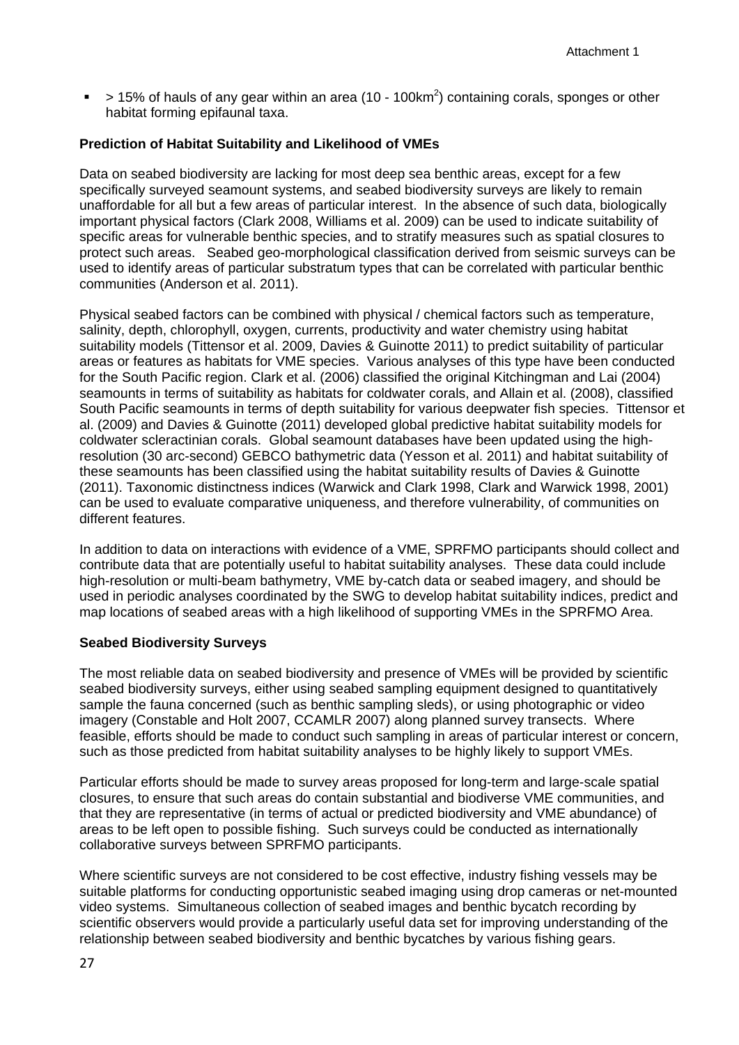- > 15% of hauls of any gear within an area (10 - 100km$^2$) containing corals, sponges or other habitat forming epifaunal taxa.

**Prediction of Habitat Suitability and Likelihood of VMEs**

Data on seabed biodiversity are lacking for most deep sea benthic areas, except for a few specifically surveyed seamount systems, and seabed biodiversity surveys are likely to remain unaffordable for all but a few areas of particular interest. In the absence of such data, biologically important physical factors (Clark 2008, Williams et al. 2009) can be used to indicate suitability of specific areas for vulnerable benthic species, and to stratify measures such as spatial closures to protect such areas. Seabed geo-morphological classification derived from seismic surveys can be used to identify areas of particular substratum types that can be correlated with particular benthic communities (Anderson et al. 2011).

Physical seabed factors can be combined with physical / chemical factors such as temperature, salinity, depth, chlorophyll, oxygen, currents, productivity and water chemistry using habitat suitability models (Tittensor et al. 2009, Davies & Guinotte 2011) to predict suitability of particular areas or features as habitats for VME species. Various analyses of this type have been conducted for the South Pacific region. Clark et al. (2006) classified the original Kitchingman and Lai (2004) seamounts in terms of suitability as habitats for coldwater corals, and Allain et al. (2008), classified South Pacific seamounts in terms of depth suitability for various deepwater fish species. Tittensor et al. (2009) and Davies & Guinotte (2011) developed global predictive habitat suitability models for coldwater scleractinian corals. Global seamount databases have been updated using the high-resolution (30 arc-second) GEBCO bathymetric data (Yesson et al. 2011) and habitat suitability of these seamounts has been classified using the habitat suitability results of Davies & Guinotte (2011). Taxonomic distinctness indices (Warwick and Clark 1998, Clark and Warwick 1998, 2001) can be used to evaluate comparative uniqueness, and therefore vulnerability, of communities on different features.

In addition to data on interactions with evidence of a VME, SPRFMO participants should collect and contribute data that are potentially useful to habitat suitability analyses. These data could include high-resolution or multi-beam bathymetry, VME by-catch data or seabed imagery, and should be used in periodic analyses coordinated by the SWG to develop habitat suitability indices, predict and map locations of seabed areas with a high likelihood of supporting VMEs in the SPRFMO Area.

**Seabed Biodiversity Surveys**

The most reliable data on seabed biodiversity and presence of VMEs will be provided by scientific seabed biodiversity surveys, either using seabed sampling equipment designed to quantitatively sample the fauna concerned (such as benthic sampling sleds), or using photographic or video imagery (Constable and Holt 2007, CCAMLR 2007) along planned survey transects. Where feasible, efforts should be made to conduct such sampling in areas of particular interest or concern, such as those predicted from habitat suitability analyses to be highly likely to support VMEs.

Particular efforts should be made to survey areas proposed for long-term and large-scale spatial closures, to ensure that such areas do contain substantial and biodiverse VME communities, and that they are representative (in terms of actual or predicted biodiversity and VME abundance) of areas to be left open to possible fishing. Such surveys could be conducted as internationally collaborative surveys between SPRFMO participants.

Where scientific surveys are not considered to be cost effective, industry fishing vessels may be suitable platforms for conducting opportunistic seabed imaging using drop cameras or net-mounted video systems. Simultaneous collection of seabed images and benthic bycatch recording by scientific observers would provide a particularly useful data set for improving understanding of the relationship between seabed biodiversity and benthic bycatches by various fishing gears.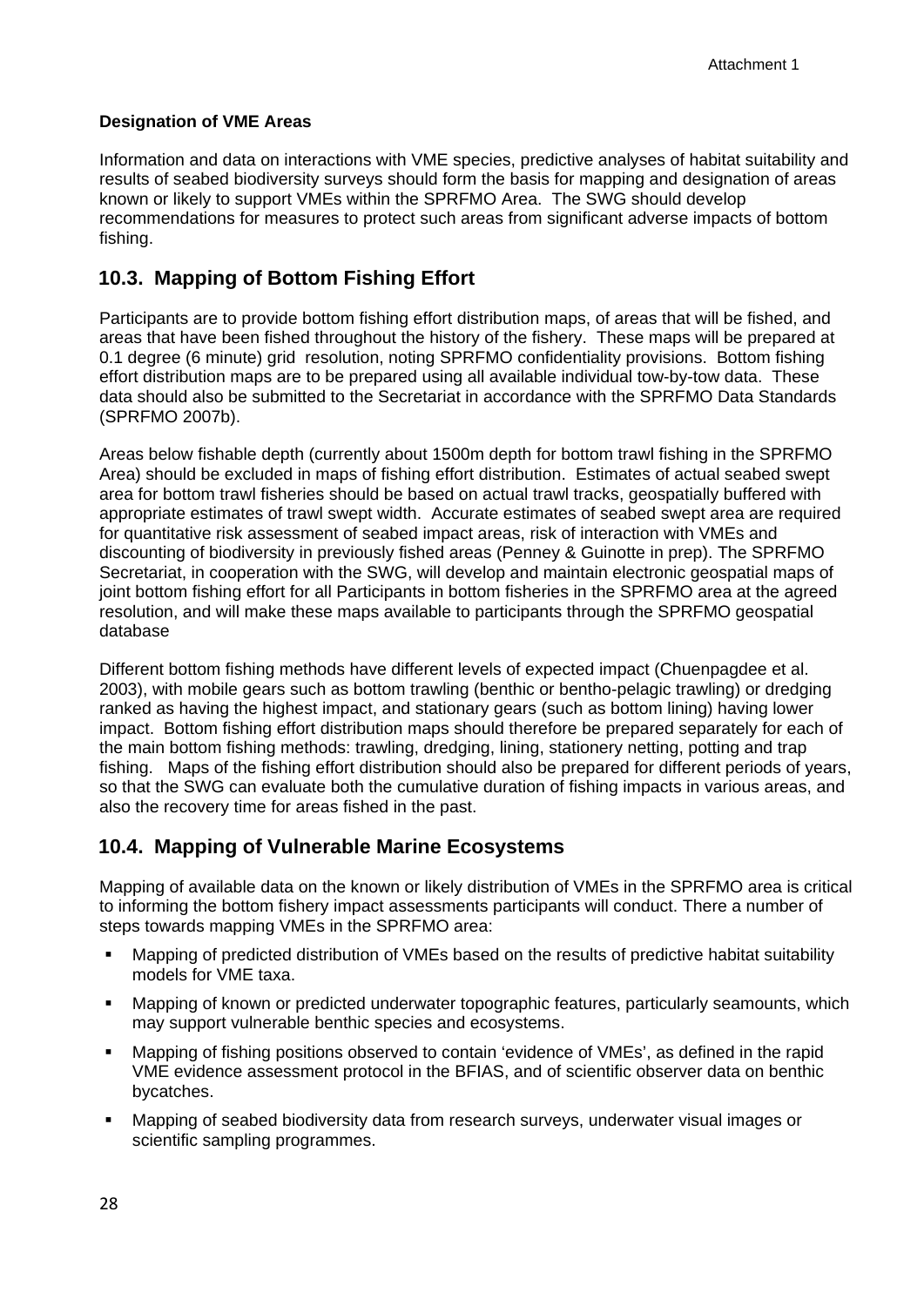**Designation of VME Areas**

Information and data on interactions with VME species, predictive analyses of habitat suitability and results of seabed biodiversity surveys should form the basis for mapping and designation of areas known or likely to support VMEs within the SPRFMO Area. The SWG should develop recommendations for measures to protect such areas from significant adverse impacts of bottom fishing.

## 10.3. Mapping of Bottom Fishing Effort

Participants are to provide bottom fishing effort distribution maps, of areas that will be fished, and areas that have been fished throughout the history of the fishery. These maps will be prepared at 0.1 degree (6 minute) grid resolution, noting SPRFMO confidentiality provisions. Bottom fishing effort distribution maps are to be prepared using all available individual tow-by-tow data. These data should also be submitted to the Secretariat in accordance with the SPRFMO Data Standards (SPRFMO 2007b).

Areas below fishable depth (currently about 1500m depth for bottom trawl fishing in the SPRFMO Area) should be excluded in maps of fishing effort distribution. Estimates of actual seabed swept area for bottom trawl fisheries should be based on actual trawl tracks, geospatially buffered with appropriate estimates of trawl swept width. Accurate estimates of seabed swept area are required for quantitative risk assessment of seabed impact areas, risk of interaction with VMEs and discounting of biodiversity in previously fished areas (Penney & Guinotte in prep). The SPRFMO Secretariat, in cooperation with the SWG, will develop and maintain electronic geospatial maps of joint bottom fishing effort for all Participants in bottom fisheries in the SPRFMO area at the agreed resolution, and will make these maps available to participants through the SPRFMO geospatial database

Different bottom fishing methods have different levels of expected impact (Chuenpagdee et al. 2003), with mobile gears such as bottom trawling (benthic or bentho-pelagic trawling) or dredging ranked as having the highest impact, and stationary gears (such as bottom lining) having lower impact. Bottom fishing effort distribution maps should therefore be prepared separately for each of the main bottom fishing methods: trawling, dredging, lining, stationery netting, potting and trap fishing. Maps of the fishing effort distribution should also be prepared for different periods of years, so that the SWG can evaluate both the cumulative duration of fishing impacts in various areas, and also the recovery time for areas fished in the past.

## 10.4. Mapping of Vulnerable Marine Ecosystems

Mapping of available data on the known or likely distribution of VMEs in the SPRFMO area is critical to informing the bottom fishery impact assessments participants will conduct. There a number of steps towards mapping VMEs in the SPRFMO area:

- Mapping of predicted distribution of VMEs based on the results of predictive habitat suitability models for VME taxa.
- Mapping of known or predicted underwater topographic features, particularly seamounts, which may support vulnerable benthic species and ecosystems.
- Mapping of fishing positions observed to contain 'evidence of VMEs', as defined in the rapid VME evidence assessment protocol in the BFIAS, and of scientific observer data on benthic bycatches.
- Mapping of seabed biodiversity data from research surveys, underwater visual images or scientific sampling programmes.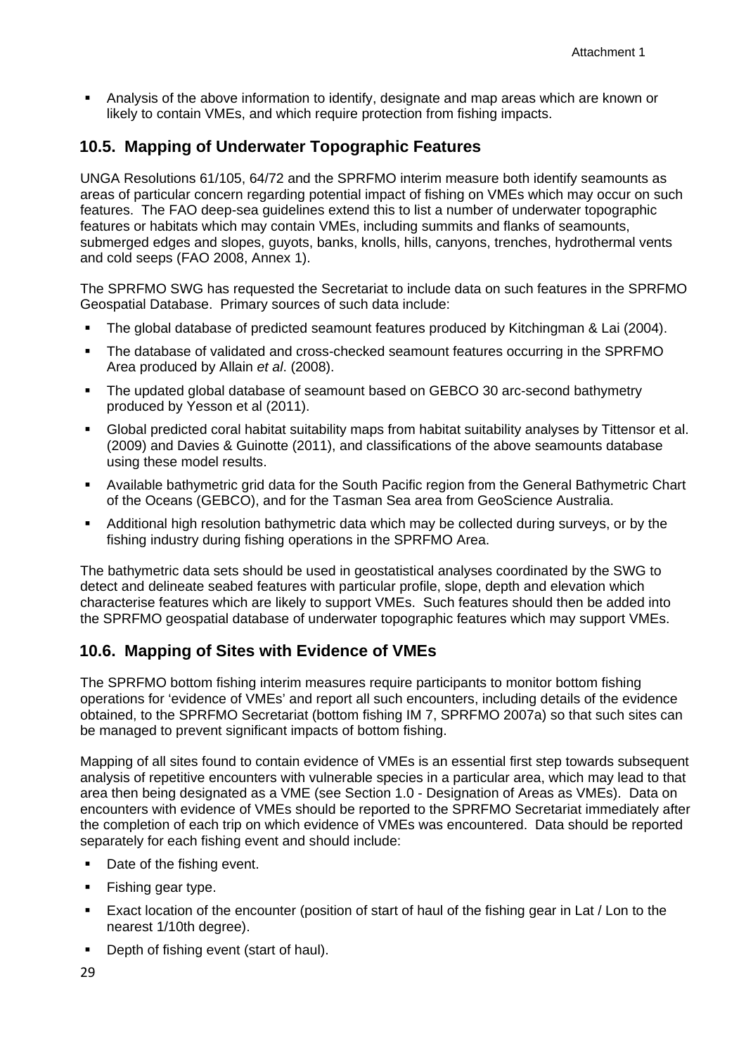- Analysis of the above information to identify, designate and map areas which are known or likely to contain VMEs, and which require protection from fishing impacts.

## 10.5. Mapping of Underwater Topographic Features

UNGA Resolutions 61/105, 64/72 and the SPRFMO interim measure both identify seamounts as areas of particular concern regarding potential impact of fishing on VMEs which may occur on such features. The FAO deep-sea guidelines extend this to list a number of underwater topographic features or habitats which may contain VMEs, including summits and flanks of seamounts, submerged edges and slopes, guyots, banks, knolls, hills, canyons, trenches, hydrothermal vents and cold seeps (FAO 2008, Annex 1).

The SPRFMO SWG has requested the Secretariat to include data on such features in the SPRFMO Geospatial Database. Primary sources of such data include:

- The global database of predicted seamount features produced by Kitchingman & Lai (2004).
- The database of validated and cross-checked seamount features occurring in the SPRFMO Area produced by Allain *et al*. (2008).
- The updated global database of seamount based on GEBCO 30 arc-second bathymetry produced by Yesson et al (2011).
- Global predicted coral habitat suitability maps from habitat suitability analyses by Tittensor et al. (2009) and Davies & Guinotte (2011), and classifications of the above seamounts database using these model results.
- Available bathymetric grid data for the South Pacific region from the General Bathymetric Chart of the Oceans (GEBCO), and for the Tasman Sea area from GeoScience Australia.
- Additional high resolution bathymetric data which may be collected during surveys, or by the fishing industry during fishing operations in the SPRFMO Area.

The bathymetric data sets should be used in geostatistical analyses coordinated by the SWG to detect and delineate seabed features with particular profile, slope, depth and elevation which characterise features which are likely to support VMEs. Such features should then be added into the SPRFMO geospatial database of underwater topographic features which may support VMEs.

## 10.6. Mapping of Sites with Evidence of VMEs

The SPRFMO bottom fishing interim measures require participants to monitor bottom fishing operations for 'evidence of VMEs' and report all such encounters, including details of the evidence obtained, to the SPRFMO Secretariat (bottom fishing IM 7, SPRFMO 2007a) so that such sites can be managed to prevent significant impacts of bottom fishing.

Mapping of all sites found to contain evidence of VMEs is an essential first step towards subsequent analysis of repetitive encounters with vulnerable species in a particular area, which may lead to that area then being designated as a VME (see Section 1.0 - Designation of Areas as VMEs). Data on encounters with evidence of VMEs should be reported to the SPRFMO Secretariat immediately after the completion of each trip on which evidence of VMEs was encountered. Data should be reported separately for each fishing event and should include:

- Date of the fishing event.
- Fishing gear type.
- Exact location of the encounter (position of start of haul of the fishing gear in Lat / Lon to the nearest 1/10th degree).
- Depth of fishing event (start of haul).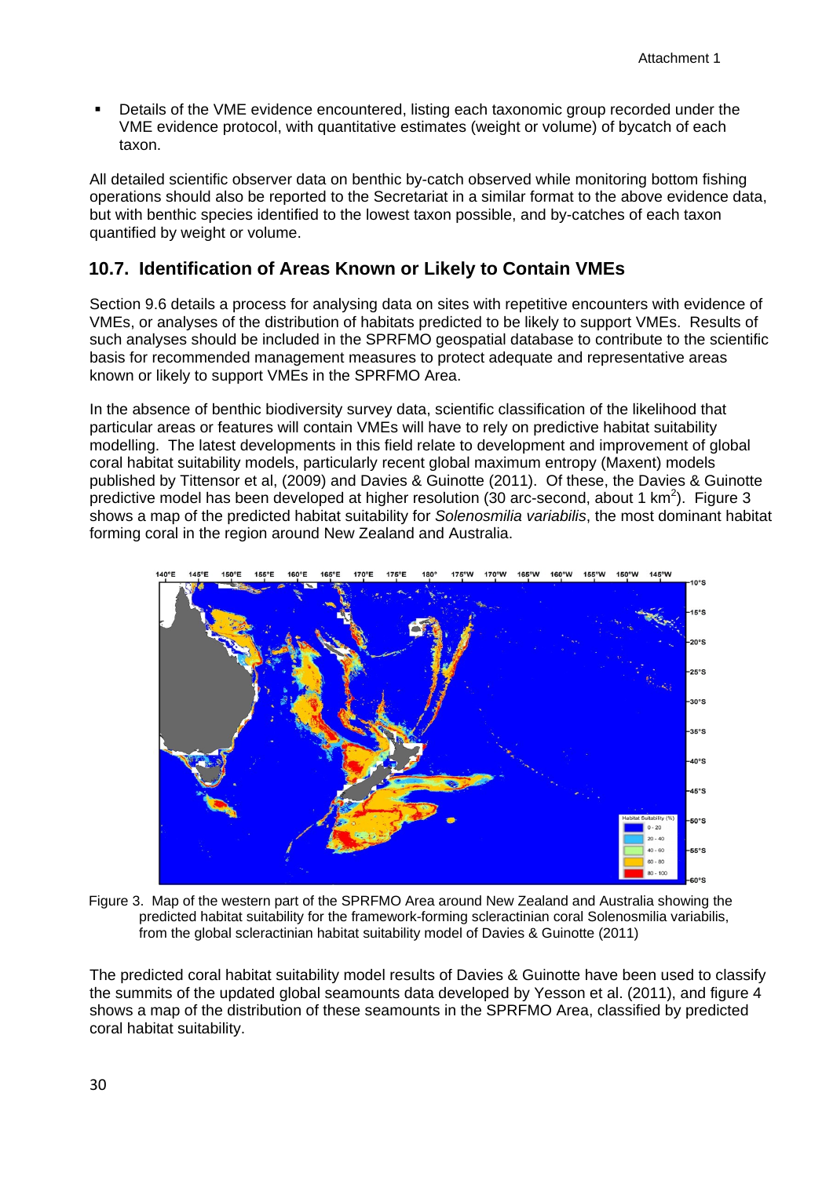- Details of the VME evidence encountered, listing each taxonomic group recorded under the VME evidence protocol, with quantitative estimates (weight or volume) of bycatch of each taxon.

All detailed scientific observer data on benthic by-catch observed while monitoring bottom fishing operations should also be reported to the Secretariat in a similar format to the above evidence data, but with benthic species identified to the lowest taxon possible, and by-catches of each taxon quantified by weight or volume.

## 10.7. Identification of Areas Known or Likely to Contain VMEs

Section 9.6 details a process for analysing data on sites with repetitive encounters with evidence of VMEs, or analyses of the distribution of habitats predicted to be likely to support VMEs. Results of such analyses should be included in the SPRFMO geospatial database to contribute to the scientific basis for recommended management measures to protect adequate and representative areas known or likely to support VMEs in the SPRFMO Area.

In the absence of benthic biodiversity survey data, scientific classification of the likelihood that particular areas or features will contain VMEs will have to rely on predictive habitat suitability modelling. The latest developments in this field relate to development and improvement of global coral habitat suitability models, particularly recent global maximum entropy (Maxent) models published by Tittensor et al, (2009) and Davies & Guinotte (2011). Of these, the Davies & Guinotte predictive model has been developed at higher resolution (30 arc-second, about 1 km$^2$). Figure 3 shows a map of the predicted habitat suitability for *Solenosmilia variabilis*, the most dominant habitat forming coral in the region around New Zealand and Australia.

Figure 3. Map of the western part of the SPRFMO Area around New Zealand and Australia showing the predicted habitat suitability for the framework-forming scleractinian coral Solenosmilia variabilis, from the global scleractinian habitat suitability model of Davies & Guinotte (2011)

The predicted coral habitat suitability model results of Davies & Guinotte have been used to classify the summits of the updated global seamounts data developed by Yesson et al. (2011), and figure 4 shows a map of the distribution of these seamounts in the SPRFMO Area, classified by predicted coral habitat suitability.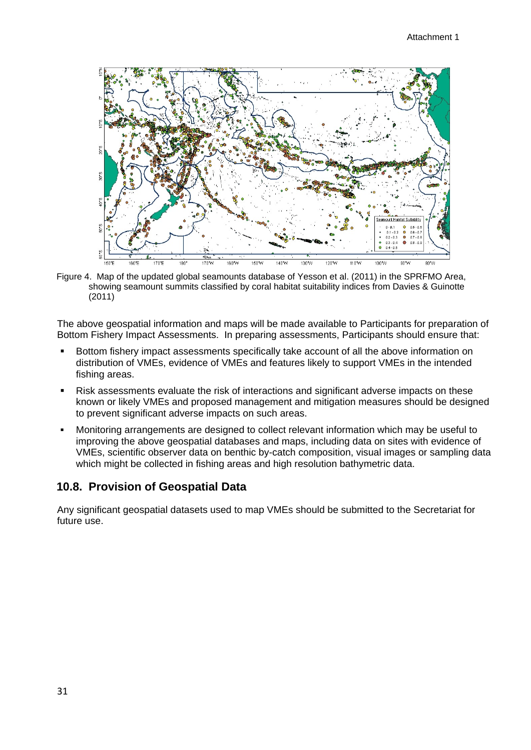Seamount Habitat Suitability

0 - 0.1
0.1 - 0.2
0.2 - 0.3
0.3 - 0.4
0.4 - 0.5
0.5 - 0.6
0.6 - 0.7
0.7 - 0.8
0.8 - 0.9

Figure 4. Map of the updated global seamounts database of Yesson et al. (2011) in the SPRFMO Area, showing seamount summits classified by coral habitat suitability indices from Davies & Guinotte (2011)

The above geospatial information and maps will be made available to Participants for preparation of Bottom Fishery Impact Assessments. In preparing assessments, Participants should ensure that:

- Bottom fishery impact assessments specifically take account of all the above information on distribution of VMEs, evidence of VMEs and features likely to support VMEs in the intended fishing areas.
- Risk assessments evaluate the risk of interactions and significant adverse impacts on these known or likely VMEs and proposed management and mitigation measures should be designed to prevent significant adverse impacts on such areas.
- Monitoring arrangements are designed to collect relevant information which may be useful to improving the above geospatial databases and maps, including data on sites with evidence of VMEs, scientific observer data on benthic by-catch composition, visual images or sampling data which might be collected in fishing areas and high resolution bathymetric data.

## 10.8. Provision of Geospatial Data

Any significant geospatial datasets used to map VMEs should be submitted to the Secretariat for future use.